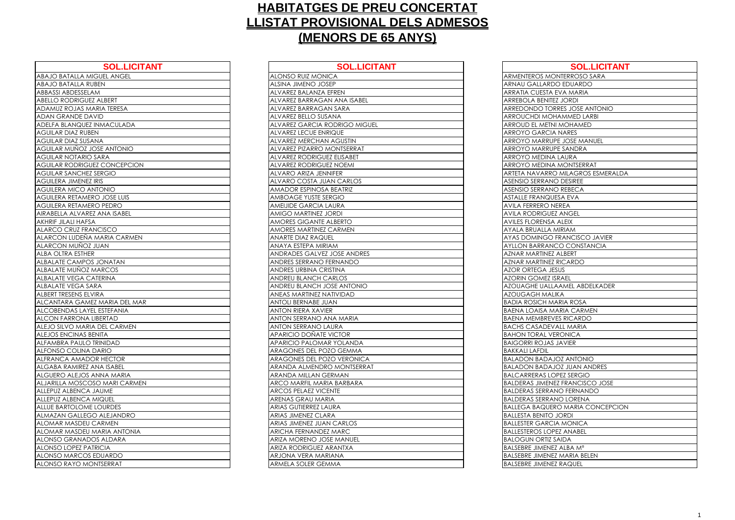# HABITATGES DE PREU CONCERTAT
# LLISTAT PROVISIONAL DELS ADMESOS
# (MENORS DE 65 ANYS)

| SOL.LICITANT |
|---|
| ABAJO BATALLA MIGUEL ANGEL |
| ABAJO BATALLA RUBEN |
| ABBASSI ABDESSELAM |
| ABELLO RODRIGUEZ ALBERT |
| ADAMUZ ROJAS MARIA TERESA |
| ADAN GRANDE DAVID |
| ADELFA BLANQUEZ INMACULADA |
| AGUILAR DIAZ RUBEN |
| AGUILAR DIAZ SUSANA |
| AGUILAR MUÑOZ JOSE ANTONIO |
| AGUILAR NOTARIO SARA |
| AGUILAR RODRIGUEZ CONCEPCION |
| AGUILAR SANCHEZ SERGIO |
| AGUILERA JIMENEZ IRIS |
| AGUILERA MICO ANTONIO |
| AGUILERA RETAMERO JOSE LUIS |
| AGUILERA RETAMERO PEDRO |
| AIRABELLA ALVAREZ ANA ISABEL |
| AKHRIF JILALI HAFSA |
| ALARCO CRUZ FRANCISCO |
| ALARCON LUDEÑA MARIA CARMEN |
| ALARCON MUÑOZ JUAN |
| ALBA OLTRA ESTHER |
| ALBALATE CAMPOS JONATAN |
| ALBALATE MUÑOZ MARCOS |
| ALBALATE VEGA CATERINA |
| ALBALATE VEGA SARA |
| ALBERT TRESENS ELVIRA |
| ALCANTARA GAMEZ MARIA DEL MAR |
| ALCOBENDAS LAYEL ESTEFANIA |
| ALCON FARRONA LIBERTAD |
| ALEJO SILVO MARIA DEL CARMEN |
| ALEJOS ENCINAS BENITA |
| ALFAMBRA PAULO TRINIDAD |
| ALFONSO COLINA DARIO |
| ALFRANCA AMADOR HECTOR |
| ALGABA RAMIREZ ANA ISABEL |
| ALGUERO ALEJOS ANNA MARIA |
| ALJARILLA MOSCOSO MARI CARMEN |
| ALLEPUZ ALBENCA JAUME |
| ALLEPUZ ALBENCA MIQUEL |
| ALLUE BARTOLOME LOURDES |
| ALMAZAN GALLEGO ALEJANDRO |
| ALOMAR MASDEU CARMEN |
| ALOMAR MASDEU MARIA ANTONIA |
| ALONSO GRANADOS ALDARA |
| ALONSO LOPEZ PATRICIA |
| ALONSO MARCOS EDUARDO |
| ALONSO RAYO MONTSERRAT |

| SOL.LICITANT |
|---|
| ALONSO RUIZ MONICA |
| ALSINA JIMENO JOSEP |
| ALVAREZ BALANZA EFREN |
| ALVAREZ BARRAGAN ANA ISABEL |
| ALVAREZ BARRAGAN SARA |
| ALVAREZ BELLO SUSANA |
| ALVAREZ GARCIA RODRIGO MIGUEL |
| ALVAREZ LECUE ENRIQUE |
| ALVAREZ MERCHAN AGUSTIN |
| ALVAREZ PIZARRO MONTSERRAT |
| ALVAREZ RODRIGUEZ ELISABET |
| ALVAREZ RODRIGUEZ NOEMI |
| ALVARO ARIZA JENNIFER |
| ALVARO COSTA JUAN CARLOS |
| AMADOR ESPINOSA BEATRIZ |
| AMBOAGE YUSTE SERGIO |
| AMEIJIDE GARCIA LAURA |
| AMIGO MARTINEZ JORDI |
| AMORES GIGANTE ALBERTO |
| AMORES MARTINEZ CARMEN |
| ANARTE DIAZ RAQUEL |
| ANAYA ESTEPA MIRIAM |
| ANDRADES GALVEZ JOSE ANDRES |
| ANDRES SERRANO FERNANDO |
| ANDRES URBINA CRISTINA |
| ANDREU BLANCH CARLOS |
| ANDREU BLANCH JOSE ANTONIO |
| ANEAS MARTINEZ NATIVIDAD |
| ANTOLI BERNABE JUAN |
| ANTON RIERA XAVIER |
| ANTON SERRANO ANA MARIA |
| ANTON SERRANO LAURA |
| APARICIO DOÑATE VICTOR |
| APARICIO PALOMAR YOLANDA |
| ARAGONES DEL POZO GEMMA |
| ARAGONES DEL POZO VERONICA |
| ARANDA ALMENDRO MONTSERRAT |
| ARANDA MILLAN GERMAN |
| ARCO MARFIL MARIA BARBARA |
| ARCOS PELAEZ VICENTE |
| ARENAS GRAU MARIA |
| ARIAS GUTIERREZ LAURA |
| ARIAS JIMENEZ CLARA |
| ARIAS JIMENEZ JUAN CARLOS |
| ARICHA FERNANDEZ MARC |
| ARIZA MORENO JOSE MANUEL |
| ARIZA RODRIGUEZ ARANTXA |
| ARJONA VERA MARIANA |
| ARMELA SOLER GEMMA |

| SOL.LICITANT |
|---|
| ARMENTEROS MONTERROSO SARA |
| ARNAU GALLARDO EDUARDO |
| ARRATIA CUESTA EVA MARIA |
| ARREBOLA BENITEZ JORDI |
| ARREDONDO TORRES JOSE ANTONIO |
| ARROUCHDI MOHAMMED LARBI |
| ARROUD EL METNI MOHAMED |
| ARROYO GARCIA NARES |
| ARROYO MARRUPE JOSE MANUEL |
| ARROYO MARRUPE SANDRA |
| ARROYO MEDINA LAURA |
| ARROYO MEDINA MONTSERRAT |
| ARTETA NAVARRO MILAGROS ESMERALDA |
| ASENSIO SERRANO DESIREE |
| ASENSIO SERRANO REBECA |
| ASTALLE FRANQUESA EVA |
| AVILA FERRERO NEREA |
| AVILA RODRIGUEZ ANGEL |
| AVILES FLORENSA ALEIX |
| AYALA BRUALLA MIRIAM |
| AYAS DOMINGO FRANCISCO JAVIER |
| AYLLON BARRANCO CONSTANCIA |
| AZNAR MARTINEZ ALBERT |
| AZNAR MARTINEZ RICARDO |
| AZOR ORTEGA JESUS |
| AZORIN GOMEZ ISRAEL |
| AZOUAGHE UALLAAMEL ABDELKADER |
| AZOUGAGH MALIKA |
| BADIA ROSICH MARIA ROSA |
| BAENA LOAISA MARIA CARMEN |
| BAENA MEMBREVES RICARDO |
| BACHS CASADEVALL MARIA |
| BAHON TORAL VERONICA |
| BAIGORRI ROJAS JAVIER |
| BAKKALI LAFDIL |
| BALADON BADAJOZ ANTONIO |
| BALADON BADAJOZ JUAN ANDRES |
| BALCARRERAS LOPEZ SERGIO |
| BALDERAS JIMENEZ FRANCISCO JOSE |
| BALDERAS SERRANO FERNANDO |
| BALDERAS SERRANO LORENA |
| BALLEGA BAQUERO MARIA CONCEPCION |
| BALLESTA BENITO JORDI |
| BALLESTER GARCIA MONICA |
| BALLESTEROS LOPEZ ANABEL |
| BALOGUN ORTIZ SAIDA |
| BALSEBRE JIMENEZ ALBA Mª |
| BALSEBRE JIMENEZ MARIA BELEN |
| BALSEBRE JIMENEZ RAQUEL |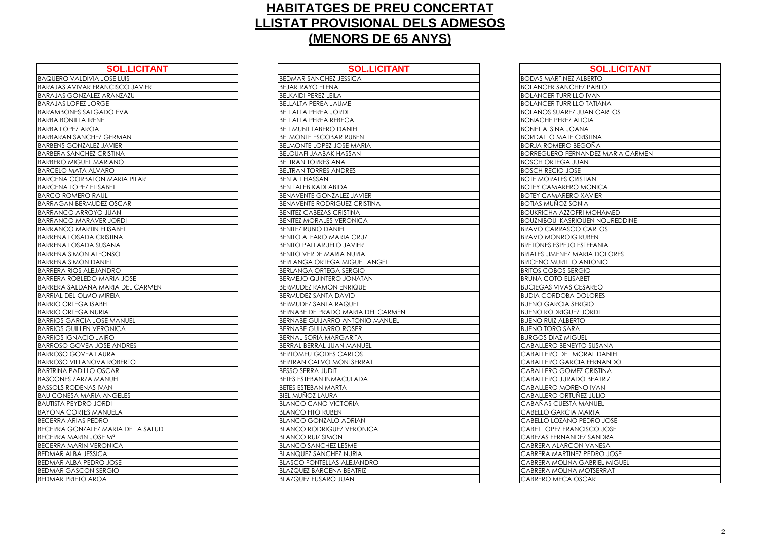# HABITATGES DE PREU CONCERTAT
# LLISTAT PROVISIONAL DELS ADMESOS
# (MENORS DE 65 ANYS)

| SOL.LICITANT |
|---|
| BAQUERO VALDIVIA JOSE LUIS |
| BARAJAS AVIVAR FRANCISCO JAVIER |
| BARAJAS GONZALEZ ARANZAZU |
| BARAJAS LOPEZ JORGE |
| BARAMBONES SALGADO EVA |
| BARBA BONILLA IRENE |
| BARBA LOPEZ AROA |
| BARBARAN SANCHEZ GERMAN |
| BARBENS GONZALEZ JAVIER |
| BARBERA SANCHEZ CRISTINA |
| BARBERO MIGUEL MARIANO |
| BARCELO MATA ALVARO |
| BARCENA CORBATON MARIA PILAR |
| BARCENA LOPEZ ELISABET |
| BARCO ROMERO RAUL |
| BARRAGAN BERMUDEZ OSCAR |
| BARRANCO ARROYO JUAN |
| BARRANCO MARAVER JORDI |
| BARRANCO MARTIN ELISABET |
| BARRENA LOSADA CRISTINA |
| BARRENA LOSADA SUSANA |
| BARREÑA SIMON ALFONSO |
| BARREÑA SIMON DANIEL |
| BARRERA RIOS ALEJANDRO |
| BARRERA ROBLEDO MARIA JOSE |
| BARRERA SALDAÑA MARIA DEL CARMEN |
| BARRIAL DEL OLMO MIREIA |
| BARRIO ORTEGA ISABEL |
| BARRIO ORTEGA NURIA |
| BARRIOS GARCIA JOSE MANUEL |
| BARRIOS GUILLEN VERONICA |
| BARRIOS IGNACIO JAIRO |
| BARROSO GOVEA JOSE ANDRES |
| BARROSO GOVEA LAURA |
| BARROSO VILLANOVA ROBERTO |
| BARTRINA PADILLO OSCAR |
| BASCONES ZARZA MANUEL |
| BASSOLS RODENAS IVAN |
| BAU CONESA MARIA ANGELES |
| BAUTISTA PEYDRO JORDI |
| BAYONA CORTES MANUELA |
| BECERRA ARIAS PEDRO |
| BECERRA GONZALEZ MARIA DE LA SALUD |
| BECERRA MARIN JOSE Mª |
| BECERRA MARIN VERONICA |
| BEDMAR ALBA JESSICA |
| BEDMAR ALBA PEDRO JOSE |
| BEDMAR GASCON SERGIO |
| BEDMAR PRIETO AROA |

| SOL.LICITANT |
|---|
| BEDMAR SANCHEZ JESSICA |
| BEJAR RAYO ELENA |
| BELKAIDI PEREZ LEILA |
| BELLALTA PEREA JAUME |
| BELLALTA PEREA JORDI |
| BELLALTA PEREA REBECA |
| BELLMUNT TABERO DANIEL |
| BELMONTE ESCOBAR RUBEN |
| BELMONTE LOPEZ JOSE MARIA |
| BELOUAFI JAABAK HASSAN |
| BELTRAN TORRES ANA |
| BELTRAN TORRES ANDRES |
| BEN ALI HASSAN |
| BEN TALEB KADI ABIDA |
| BENAVENTE GONZALEZ JAVIER |
| BENAVENTE RODRIGUEZ CRISTINA |
| BENITEZ CABEZAS CRISTINA |
| BENITEZ MORALES VERONICA |
| BENITEZ RUBIO DANIEL |
| BENITO ALFARO MARIA CRUZ |
| BENITO PALLARUELO JAVIER |
| BENITO VERDE MARIA NURIA |
| BERLANGA ORTEGA MIGUEL ANGEL |
| BERLANGA ORTEGA SERGIO |
| BERMEJO QUINTERO JONATAN |
| BERMUDEZ RAMON ENRIQUE |
| BERMUDEZ SANTA DAVID |
| BERMUDEZ SANTA RAQUEL |
| BERNABE DE PRADO MARIA DEL CARMEN |
| BERNABE GUIJARRO ANTONIO MANUEL |
| BERNABE GUIJARRO ROSER |
| BERNAL SORIA MARGARITA |
| BERRAL BERRAL JUAN MANUEL |
| BERTOMEU GODES CARLOS |
| BERTRAN CALVO MONTSERRAT |
| BESSO SERRA JUDIT |
| BETES ESTEBAN INMACULADA |
| BETES ESTEBAN MARTA |
| BIEL MUÑOZ LAURA |
| BLANCO CANO VICTORIA |
| BLANCO FITO RUBEN |
| BLANCO GONZALO ADRIAN |
| BLANCO RODRIGUEZ VERONICA |
| BLANCO RUIZ SIMON |
| BLANCO SANCHEZ LESME |
| BLANQUEZ SANCHEZ NURIA |
| BLASCO FONTELLAS ALEJANDRO |
| BLAZQUEZ BARCENA BEATRIZ |
| BLAZQUEZ FUSARO JUAN |

| SOL.LICITANT |
|---|
| BODAS MARTINEZ ALBERTO |
| BOLANCER SANCHEZ PABLO |
| BOLANCER TURRILLO IVAN |
| BOLANCER TURRILLO TATIANA |
| BOLAÑOS SUAREZ JUAN CARLOS |
| BONACHE PEREZ ALICIA |
| BONET ALSINA JOANA |
| BORDALLO MATE CRISTINA |
| BORJA ROMERO BEGOÑA |
| BORREGUERO FERNANDEZ MARIA CARMEN |
| BOSCH ORTEGA JUAN |
| BOSCH RECIO JOSE |
| BOTE MORALES CRISTIAN |
| BOTEY CAMARERO MONICA |
| BOTEY CAMARERO XAVIER |
| BOTIAS MUÑOZ SONIA |
| BOUKRICHA AZZOFRI MOHAMED |
| BOUZNIBOU IKASRIOUEN NOUREDDINE |
| BRAVO CARRASCO CARLOS |
| BRAVO MONROIG RUBEN |
| BRETONES ESPEJO ESTEFANIA |
| BRIALES JIMENEZ MARIA DOLORES |
| BRICEÑO MURILLO ANTONIO |
| BRITOS COBOS SERGIO |
| BRUNA COTO ELISABET |
| BUCIEGAS VIVAS CESAREO |
| BUDIA CORDOBA DOLORES |
| BUENO GARCIA SERGIO |
| BUENO RODRIGUEZ JORDI |
| BUENO RUIZ ALBERTO |
| BUENO TORO SARA |
| BURGOS DIAZ MIGUEL |
| CABALLERO BENEYTO SUSANA |
| CABALLERO DEL MORAL DANIEL |
| CABALLERO GARCIA FERNANDO |
| CABALLERO GOMEZ CRISTINA |
| CABALLERO JURADO BEATRIZ |
| CABALLERO MORENO IVAN |
| CABALLERO ORTUÑEZ JULIO |
| CABAÑAS CUESTA MANUEL |
| CABELLO GARCIA MARTA |
| CABELLO LOZANO PEDRO JOSE |
| CABET LOPEZ FRANCISCO JOSE |
| CABEZAS FERNANDEZ SANDRA |
| CABRERA ALARCON VANESA |
| CABRERA MARTINEZ PEDRO JOSE |
| CABRERA MOLINA GABRIEL MIGUEL |
| CABRERA MOLINA MOTSERRAT |
| CABRERO MECA OSCAR |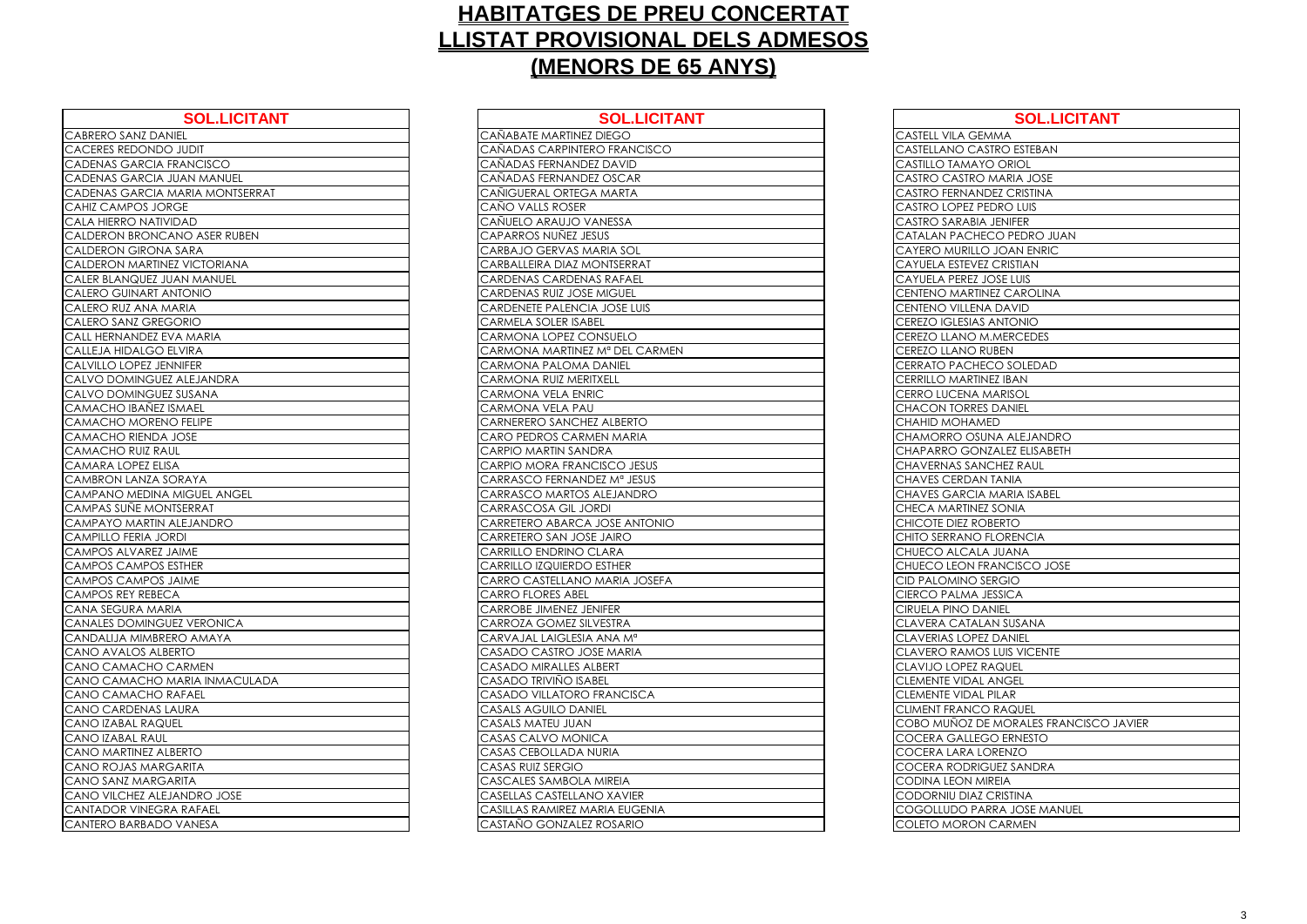# HABITATGES DE PREU CONCERTAT

# LLISTAT PROVISIONAL DELS ADMESOS

# (MENORS DE 65 ANYS)

| SOL.LICITANT |
|---|
| CABRERO SANZ DANIEL |
| CACERES REDONDO JUDIT |
| CADENAS GARCIA FRANCISCO |
| CADENAS GARCIA JUAN MANUEL |
| CADENAS GARCIA MARIA MONTSERRAT |
| CAHIZ CAMPOS JORGE |
| CALA HIERRO NATIVIDAD |
| CALDERON BRONCANO ASER RUBEN |
| CALDERON GIRONA SARA |
| CALDERON MARTINEZ VICTORIANA |
| CALER BLANQUEZ JUAN MANUEL |
| CALERO GUINART ANTONIO |
| CALERO RUZ ANA MARIA |
| CALERO SANZ GREGORIO |
| CALL HERNANDEZ EVA MARIA |
| CALLEJA HIDALGO ELVIRA |
| CALVILLO LOPEZ JENNIFER |
| CALVO DOMINGUEZ ALEJANDRA |
| CALVO DOMINGUEZ SUSANA |
| CAMACHO IBAÑEZ ISMAEL |
| CAMACHO MORENO FELIPE |
| CAMACHO RIENDA JOSE |
| CAMACHO RUIZ RAUL |
| CAMARA LOPEZ ELISA |
| CAMBRON LANZA SORAYA |
| CAMPANO MEDINA MIGUEL ANGEL |
| CAMPAS SUÑE MONTSERRAT |
| CAMPAYO MARTIN ALEJANDRO |
| CAMPILLO FERIA JORDI |
| CAMPOS ALVAREZ JAIME |
| CAMPOS CAMPOS ESTHER |
| CAMPOS CAMPOS JAIME |
| CAMPOS REY REBECA |
| CANA SEGURA MARIA |
| CANALES DOMINGUEZ VERONICA |
| CANDALIJA MIMBRERO AMAYA |
| CANO AVALOS ALBERTO |
| CANO CAMACHO CARMEN |
| CANO CAMACHO MARIA INMACULADA |
| CANO CAMACHO RAFAEL |
| CANO CARDENAS LAURA |
| CANO IZABAL RAQUEL |
| CANO IZABAL RAUL |
| CANO MARTINEZ ALBERTO |
| CANO ROJAS MARGARITA |
| CANO SANZ MARGARITA |
| CANO VILCHEZ ALEJANDRO JOSE |
| CANTADOR VINEGRA RAFAEL |
| CANTERO BARBADO VANESA |

| SOL.LICITANT |
|---|
| CAÑABATE MARTINEZ DIEGO |
| CAÑADAS CARPINTERO FRANCISCO |
| CAÑADAS FERNANDEZ DAVID |
| CAÑADAS FERNANDEZ OSCAR |
| CAÑIGUERAL ORTEGA MARTA |
| CAÑO VALLS ROSER |
| CAÑUELO ARAUJO VANESSA |
| CAPARROS NUÑEZ JESUS |
| CARBAJO GERVAS MARIA SOL |
| CARBALLEIRA DIAZ MONTSERRAT |
| CARDENAS CARDENAS RAFAEL |
| CARDENAS RUIZ JOSE MIGUEL |
| CARDENETE PALENCIA JOSE LUIS |
| CARMELA SOLER ISABEL |
| CARMONA LOPEZ CONSUELO |
| CARMONA MARTINEZ Mª DEL CARMEN |
| CARMONA PALOMA DANIEL |
| CARMONA RUIZ MERITXELL |
| CARMONA VELA ENRIC |
| CARMONA VELA PAU |
| CARNERERO SANCHEZ ALBERTO |
| CARO PEDROS CARMEN MARIA |
| CARPIO MARTIN SANDRA |
| CARPIO MORA FRANCISCO JESUS |
| CARRASCO FERNANDEZ Mª JESUS |
| CARRASCO MARTOS ALEJANDRO |
| CARRASCOSA GIL JORDI |
| CARRETERO ABARCA JOSE ANTONIO |
| CARRETERO SAN JOSE JAIRO |
| CARRILLO ENDRINO CLARA |
| CARRILLO IZQUIERDO ESTHER |
| CARRO CASTELLANO MARIA JOSEFA |
| CARRO FLORES ABEL |
| CARROBE JIMENEZ JENIFER |
| CARROZA GOMEZ SILVESTRA |
| CARVAJAL LAIGLESIA ANA Mª |
| CASADO CASTRO JOSE MARIA |
| CASADO MIRALLES ALBERT |
| CASADO TRIVIÑO ISABEL |
| CASADO VILLATORO FRANCISCA |
| CASALS AGUILO DANIEL |
| CASALS MATEU JUAN |
| CASAS CALVO MONICA |
| CASAS CEBOLLADA NURIA |
| CASAS RUIZ SERGIO |
| CASCALES SAMBOLA MIREIA |
| CASELLAS CASTELLANO XAVIER |
| CASILLAS RAMIREZ MARIA EUGENIA |
| CASTAÑO GONZALEZ ROSARIO |

| SOL.LICITANT |
|---|
| CASTELL VILA GEMMA |
| CASTELLANO CASTRO ESTEBAN |
| CASTILLO TAMAYO ORIOL |
| CASTRO CASTRO MARIA JOSE |
| CASTRO FERNANDEZ CRISTINA |
| CASTRO LOPEZ PEDRO LUIS |
| CASTRO SARABIA JENIFER |
| CATALAN PACHECO PEDRO JUAN |
| CAYERO MURILLO JOAN ENRIC |
| CAYUELA ESTEVEZ CRISTIAN |
| CAYUELA PEREZ JOSE LUIS |
| CENTENO MARTINEZ CAROLINA |
| CENTENO VILLENA DAVID |
| CEREZO IGLESIAS ANTONIO |
| CEREZO LLANO M.MERCEDES |
| CEREZO LLANO RUBEN |
| CERRATO PACHECO SOLEDAD |
| CERRILLO MARTINEZ IBAN |
| CERRO LUCENA MARISOL |
| CHACON TORRES DANIEL |
| CHAHID MOHAMED |
| CHAMORRO OSUNA ALEJANDRO |
| CHAPARRO GONZALEZ ELISABETH |
| CHAVERNAS SANCHEZ RAUL |
| CHAVES CERDAN TANIA |
| CHAVES GARCIA MARIA ISABEL |
| CHECA MARTINEZ SONIA |
| CHICOTE DIEZ ROBERTO |
| CHITO SERRANO FLORENCIA |
| CHUECO ALCALA JUANA |
| CHUECO LEON FRANCISCO JOSE |
| CID PALOMINO SERGIO |
| CIERCO PALMA JESSICA |
| CIRUELA PINO DANIEL |
| CLAVERA CATALAN SUSANA |
| CLAVERIAS LOPEZ DANIEL |
| CLAVERO RAMOS LUIS VICENTE |
| CLAVIJO LOPEZ RAQUEL |
| CLEMENTE VIDAL ANGEL |
| CLEMENTE VIDAL PILAR |
| CLIMENT FRANCO RAQUEL |
| COBO MUÑOZ DE MORALES FRANCISCO JAVIER |
| COCERA GALLEGO ERNESTO |
| COCERA LARA LORENZO |
| COCERA RODRIGUEZ SANDRA |
| CODINA LEON MIREIA |
| CODORNIU DIAZ CRISTINA |
| COGOLLUDO PARRA JOSE MANUEL |
| COLETO MORON CARMEN |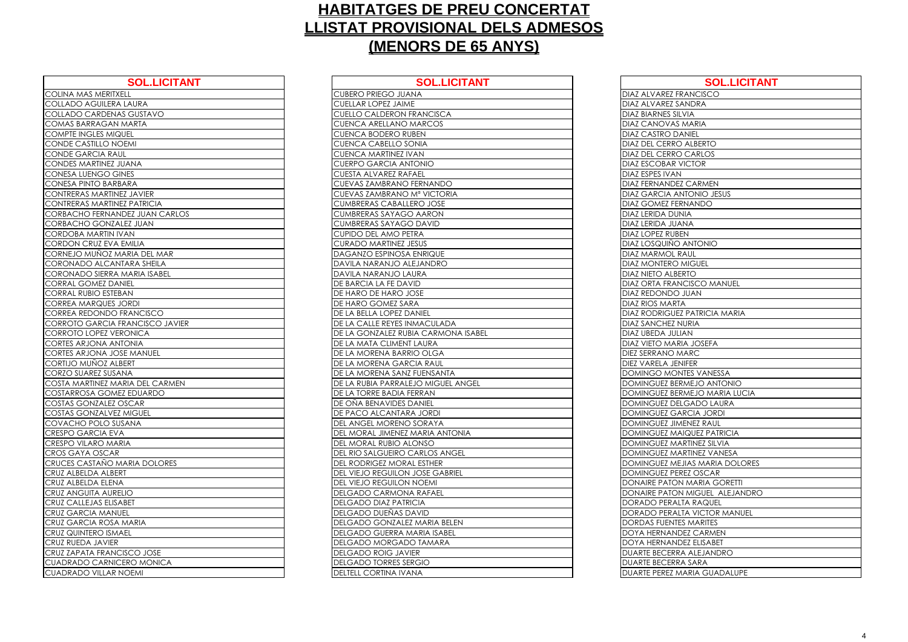# HABITATGES DE PREU CONCERTAT
# LLISTAT PROVISIONAL DELS ADMESOS
# (MENORS DE 65 ANYS)

| SOL.LICITANT |
|---|
| COLINA MAS MERITXELL |
| COLLADO AGUILERA LAURA |
| COLLADO CARDENAS GUSTAVO |
| COMAS BARRAGAN MARTA |
| COMPTE INGLES MIQUEL |
| CONDE CASTILLO NOEMI |
| CONDE GARCIA RAUL |
| CONDES MARTINEZ JUANA |
| CONESA LUENGO GINES |
| CONESA PINTO BARBARA |
| CONTRERAS MARTINEZ JAVIER |
| CONTRERAS MARTINEZ PATRICIA |
| CORBACHO FERNANDEZ JUAN CARLOS |
| CORBACHO GONZALEZ JUAN |
| CORDOBA MARTIN IVAN |
| CORDON CRUZ EVA EMILIA |
| CORNEJO MUÑOZ MARIA DEL MAR |
| CORONADO ALCANTARA SHEILA |
| CORONADO SIERRA MARIA ISABEL |
| CORRAL GOMEZ DANIEL |
| CORRAL RUBIO ESTEBAN |
| CORREA MARQUES JORDI |
| CORREA REDONDO FRANCISCO |
| CORROTO GARCIA FRANCISCO JAVIER |
| CORROTO LOPEZ VERONICA |
| CORTES ARJONA ANTONIA |
| CORTES ARJONA JOSE MANUEL |
| CORTIJO MUÑOZ ALBERT |
| CORZO SUAREZ SUSANA |
| COSTA MARTINEZ MARIA DEL CARMEN |
| COSTARROSA GOMEZ EDUARDO |
| COSTAS GONZALEZ OSCAR |
| COSTAS GONZALVEZ MIGUEL |
| COVACHO POLO SUSANA |
| CRESPO GARCIA EVA |
| CRESPO VILARO MARIA |
| CROS GAYA OSCAR |
| CRUCES CASTAÑO MARIA DOLORES |
| CRUZ ALBELDA ALBERT |
| CRUZ ALBELDA ELENA |
| CRUZ ANGUITA AURELIO |
| CRUZ CALLEJAS ELISABET |
| CRUZ GARCIA MANUEL |
| CRUZ GARCIA ROSA MARIA |
| CRUZ QUINTERO ISMAEL |
| CRUZ RUEDA JAVIER |
| CRUZ ZAPATA FRANCISCO JOSE |
| CUADRADO CARNICERO MONICA |
| CUADRADO VILLAR NOEMI |

| SOL.LICITANT |
|---|
| CUBERO PRIEGO JUANA |
| CUELLAR LOPEZ JAIME |
| CUELLO CALDERON FRANCISCA |
| CUENCA ARELLANO MARCOS |
| CUENCA BODERO RUBEN |
| CUENCA CABELLO SONIA |
| CUENCA MARTINEZ IVAN |
| CUERPO GARCIA ANTONIO |
| CUESTA ALVAREZ RAFAEL |
| CUEVAS ZAMBRANO FERNANDO |
| CUEVAS ZAMBRANO Mª VICTORIA |
| CUMBRERAS CABALLERO JOSE |
| CUMBRERAS SAYAGO AARON |
| CUMBRERAS SAYAGO DAVID |
| CUPIDO DEL AMO PETRA |
| CURADO MARTINEZ JESUS |
| DAGANZO ESPINOSA ENRIQUE |
| DAVILA NARANJO ALEJANDRO |
| DAVILA NARANJO LAURA |
| DE BARCIA LA FE DAVID |
| DE HARO DE HARO JOSE |
| DE HARO GOMEZ SARA |
| DE LA BELLA LOPEZ DANIEL |
| DE LA CALLE REYES INMACULADA |
| DE LA GONZALEZ RUBIA CARMONA ISABEL |
| DE LA MATA CLIMENT LAURA |
| DE LA MORENA BARRIO OLGA |
| DE LA MORENA GARCIA RAUL |
| DE LA MORENA SANZ FUENSANTA |
| DE LA RUBIA PARRALEJO MIGUEL ANGEL |
| DE LA TORRE BADIA FERRAN |
| DE OÑA BENAVIDES DANIEL |
| DE PACO ALCANTARA JORDI |
| DEL ANGEL MORENO SORAYA |
| DEL MORAL JIMENEZ MARIA ANTONIA |
| DEL MORAL RUBIO ALONSO |
| DEL RIO SALGUEIRO CARLOS ANGEL |
| DEL RODRIGEZ MORAL ESTHER |
| DEL VIEJO REGUILON JOSE GABRIEL |
| DEL VIEJO REGUILON NOEMI |
| DELGADO CARMONA RAFAEL |
| DELGADO DIAZ PATRICIA |
| DELGADO DUEÑAS DAVID |
| DELGADO GONZALEZ MARIA BELEN |
| DELGADO GUERRA MARIA ISABEL |
| DELGADO MORGADO TAMARA |
| DELGADO ROIG JAVIER |
| DELGADO TORRES SERGIO |
| DELTELL CORTINA IVANA |

| SOL.LICITANT |
|---|
| DIAZ ALVAREZ FRANCISCO |
| DIAZ ALVAREZ SANDRA |
| DIAZ BIARNES SILVIA |
| DIAZ CANOVAS MARIA |
| DIAZ CASTRO DANIEL |
| DIAZ DEL CERRO ALBERTO |
| DIAZ DEL CERRO CARLOS |
| DIAZ ESCOBAR VICTOR |
| DIAZ ESPES IVAN |
| DIAZ FERNANDEZ CARMEN |
| DIAZ GARCIA ANTONIO JESUS |
| DIAZ GOMEZ FERNANDO |
| DIAZ LERIDA DUNIA |
| DIAZ LERIDA JUANA |
| DIAZ LOPEZ RUBEN |
| DIAZ LOSQUIÑO ANTONIO |
| DIAZ MARMOL RAUL |
| DIAZ MONTERO MIGUEL |
| DIAZ NIETO ALBERTO |
| DIAZ ORTA FRANCISCO MANUEL |
| DIAZ REDONDO JUAN |
| DIAZ RIOS MARTA |
| DIAZ RODRIGUEZ PATRICIA MARIA |
| DIAZ SANCHEZ NURIA |
| DIAZ UBEDA JULIAN |
| DIAZ VIETO MARIA JOSEFA |
| DIEZ SERRANO MARC |
| DIEZ VARELA JENIFER |
| DOMINGO MONTES VANESSA |
| DOMINGUEZ BERMEJO ANTONIO |
| DOMINGUEZ BERMEJO MARIA LUCIA |
| DOMINGUEZ DELGADO LAURA |
| DOMINGUEZ GARCIA JORDI |
| DOMINGUEZ JIMENEZ RAUL |
| DOMINGUEZ MAIQUEZ PATRICIA |
| DOMINGUEZ MARTINEZ SILVIA |
| DOMINGUEZ MARTINEZ VANESA |
| DOMINGUEZ MEJIAS MARIA DOLORES |
| DOMINGUEZ PEREZ OSCAR |
| DONAIRE PATON MARIA GORETTI |
| DONAIRE PATON MIGUEL ALEJANDRO |
| DORADO PERALTA RAQUEL |
| DORADO PERALTA VICTOR MANUEL |
| DORDAS FUENTES MARITES |
| DOYA HERNANDEZ CARMEN |
| DOYA HERNANDEZ ELISABET |
| DUARTE BECERRA ALEJANDRO |
| DUARTE BECERRA SARA |
| DUARTE PEREZ MARIA GUADALUPE |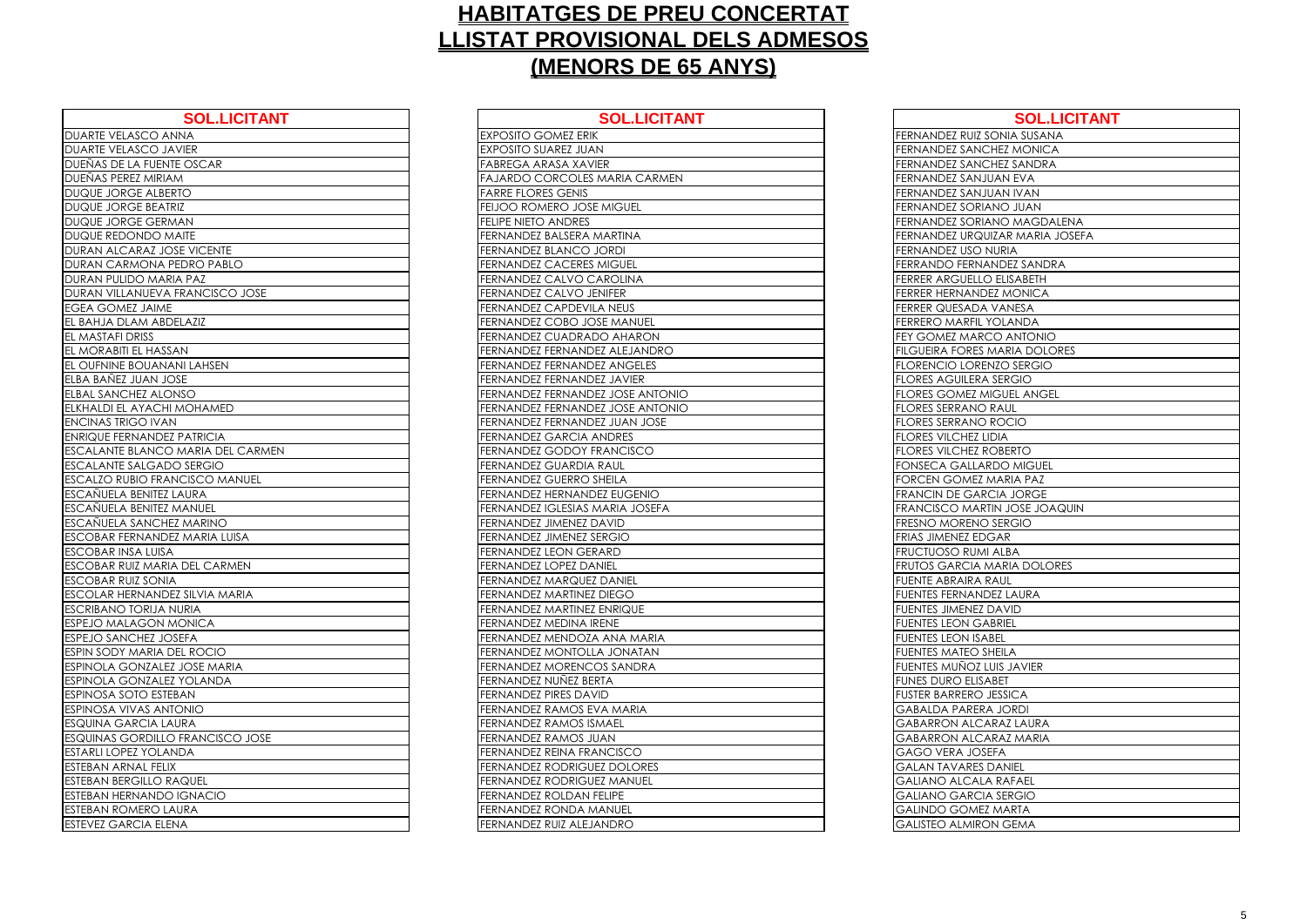# HABITATGES DE PREU CONCERTAT
# LLISTAT PROVISIONAL DELS ADMESOS
# (MENORS DE 65 ANYS)

| SOL.LICITANT |
|---|
| DUARTE VELASCO ANNA |
| DUARTE VELASCO JAVIER |
| DUEÑAS DE LA FUENTE OSCAR |
| DUEÑAS PEREZ MIRIAM |
| DUQUE JORGE ALBERTO |
| DUQUE JORGE BEATRIZ |
| DUQUE JORGE GERMAN |
| DUQUE REDONDO MAITE |
| DURAN ALCARAZ JOSE VICENTE |
| DURAN CARMONA PEDRO PABLO |
| DURAN PULIDO MARIA PAZ |
| DURAN VILLANUEVA FRANCISCO JOSE |
| EGEA GOMEZ JAIME |
| EL BAHJA DLAM ABDELAZIZ |
| EL MASTAFI DRISS |
| EL MORABITI EL HASSAN |
| EL OUFNINE BOUANANI LAHSEN |
| ELBA BAÑEZ JUAN JOSE |
| ELBAL SANCHEZ ALONSO |
| ELKHALDI EL AYACHI MOHAMED |
| ENCINAS TRIGO IVAN |
| ENRIQUE FERNANDEZ PATRICIA |
| ESCALANTE BLANCO MARIA DEL CARMEN |
| ESCALANTE SALGADO SERGIO |
| ESCALZO RUBIO FRANCISCO MANUEL |
| ESCAÑUELA BENITEZ LAURA |
| ESCAÑUELA BENITEZ MANUEL |
| ESCAÑUELA SANCHEZ MARINO |
| ESCOBAR FERNANDEZ MARIA LUISA |
| ESCOBAR INSA LUISA |
| ESCOBAR RUIZ MARIA DEL CARMEN |
| ESCOBAR RUIZ SONIA |
| ESCOLAR HERNANDEZ SILVIA MARIA |
| ESCRIBANO TORIJA NURIA |
| ESPEJO MALAGON MONICA |
| ESPEJO SANCHEZ JOSEFA |
| ESPIN SODY MARIA DEL ROCIO |
| ESPINOLA GONZALEZ JOSE MARIA |
| ESPINOLA GONZALEZ YOLANDA |
| ESPINOSA SOTO ESTEBAN |
| ESPINOSA VIVAS ANTONIO |
| ESQUINA GARCIA LAURA |
| ESQUINAS GORDILLO FRANCISCO JOSE |
| ESTARLI LOPEZ YOLANDA |
| ESTEBAN ARNAL FELIX |
| ESTEBAN BERGILLO RAQUEL |
| ESTEBAN HERNANDO IGNACIO |
| ESTEBAN ROMERO LAURA |
| ESTEVEZ GARCIA ELENA |

| SOL.LICITANT |
|---|
| EXPOSITO GOMEZ ERIK |
| EXPOSITO SUAREZ JUAN |
| FABREGA ARASA XAVIER |
| FAJARDO CORCOLES MARIA CARMEN |
| FARRE FLORES GENIS |
| FEIJOO ROMERO JOSE MIGUEL |
| FELIPE NIETO ANDRES |
| FERNANDEZ BALSERA MARTINA |
| FERNANDEZ BLANCO JORDI |
| FERNANDEZ CACERES MIGUEL |
| FERNANDEZ CALVO CAROLINA |
| FERNANDEZ CALVO JENIFER |
| FERNANDEZ CAPDEVILA NEUS |
| FERNANDEZ COBO JOSE MANUEL |
| FERNANDEZ CUADRADO AHARON |
| FERNANDEZ FERNANDEZ ALEJANDRO |
| FERNANDEZ FERNANDEZ ANGELES |
| FERNANDEZ FERNANDEZ JAVIER |
| FERNANDEZ FERNANDEZ JOSE ANTONIO |
| FERNANDEZ FERNANDEZ JOSE ANTONIO |
| FERNANDEZ FERNANDEZ JUAN JOSE |
| FERNANDEZ GARCIA ANDRES |
| FERNANDEZ GODOY FRANCISCO |
| FERNANDEZ GUARDIA RAUL |
| FERNANDEZ GUERRO SHEILA |
| FERNANDEZ HERNANDEZ EUGENIO |
| FERNANDEZ IGLESIAS MARIA JOSEFA |
| FERNANDEZ JIMENEZ DAVID |
| FERNANDEZ JIMENEZ SERGIO |
| FERNANDEZ LEON GERARD |
| FERNANDEZ LOPEZ DANIEL |
| FERNANDEZ MARQUEZ DANIEL |
| FERNANDEZ MARTINEZ DIEGO |
| FERNANDEZ MARTINEZ ENRIQUE |
| FERNANDEZ MEDINA IRENE |
| FERNANDEZ MENDOZA ANA MARIA |
| FERNANDEZ MONTOLLA JONATAN |
| FERNANDEZ MORENCOS SANDRA |
| FERNANDEZ NUÑEZ BERTA |
| FERNANDEZ PIRES DAVID |
| FERNANDEZ RAMOS EVA MARIA |
| FERNANDEZ RAMOS ISMAEL |
| FERNANDEZ RAMOS JUAN |
| FERNANDEZ REINA FRANCISCO |
| FERNANDEZ RODRIGUEZ DOLORES |
| FERNANDEZ RODRIGUEZ MANUEL |
| FERNANDEZ ROLDAN FELIPE |
| FERNANDEZ RONDA MANUEL |
| FERNANDEZ RUIZ ALEJANDRO |

| SOL.LICITANT |
|---|
| FERNANDEZ RUIZ SONIA SUSANA |
| FERNANDEZ SANCHEZ MONICA |
| FERNANDEZ SANCHEZ SANDRA |
| FERNANDEZ SANJUAN EVA |
| FERNANDEZ SANJUAN IVAN |
| FERNANDEZ SORIANO JUAN |
| FERNANDEZ SORIANO MAGDALENA |
| FERNANDEZ URQUIZAR MARIA JOSEFA |
| FERNANDEZ USO NURIA |
| FERRANDO FERNANDEZ SANDRA |
| FERRER ARGUELLO ELISABETH |
| FERRER HERNANDEZ MONICA |
| FERRER QUESADA VANESA |
| FERRERO MARFIL YOLANDA |
| FEY GOMEZ MARCO ANTONIO |
| FILGUEIRA FORES MARIA DOLORES |
| FLORENCIO LORENZO SERGIO |
| FLORES AGUILERA SERGIO |
| FLORES GOMEZ MIGUEL ANGEL |
| FLORES SERRANO RAUL |
| FLORES SERRANO ROCIO |
| FLORES VILCHEZ LIDIA |
| FLORES VILCHEZ ROBERTO |
| FONSECA GALLARDO MIGUEL |
| FORCEN GOMEZ MARIA PAZ |
| FRANCIN DE GARCIA JORGE |
| FRANCISCO MARTIN JOSE JOAQUIN |
| FRESNO MORENO SERGIO |
| FRIAS JIMENEZ EDGAR |
| FRUCTUOSO RUMI ALBA |
| FRUTOS GARCIA MARIA DOLORES |
| FUENTE ABRAIRA RAUL |
| FUENTES FERNANDEZ LAURA |
| FUENTES JIMENEZ DAVID |
| FUENTES LEON GABRIEL |
| FUENTES LEON ISABEL |
| FUENTES MATEO SHEILA |
| FUENTES MUÑOZ LUIS JAVIER |
| FUNES DURO ELISABET |
| FUSTER BARRERO JESSICA |
| GABALDA PARERA JORDI |
| GABARRON ALCARAZ LAURA |
| GABARRON ALCARAZ MARIA |
| GAGO VERA JOSEFA |
| GALAN TAVARES DANIEL |
| GALIANO ALCALA RAFAEL |
| GALIANO GARCIA SERGIO |
| GALINDO GOMEZ MARTA |
| GALISTEO ALMIRON GEMA |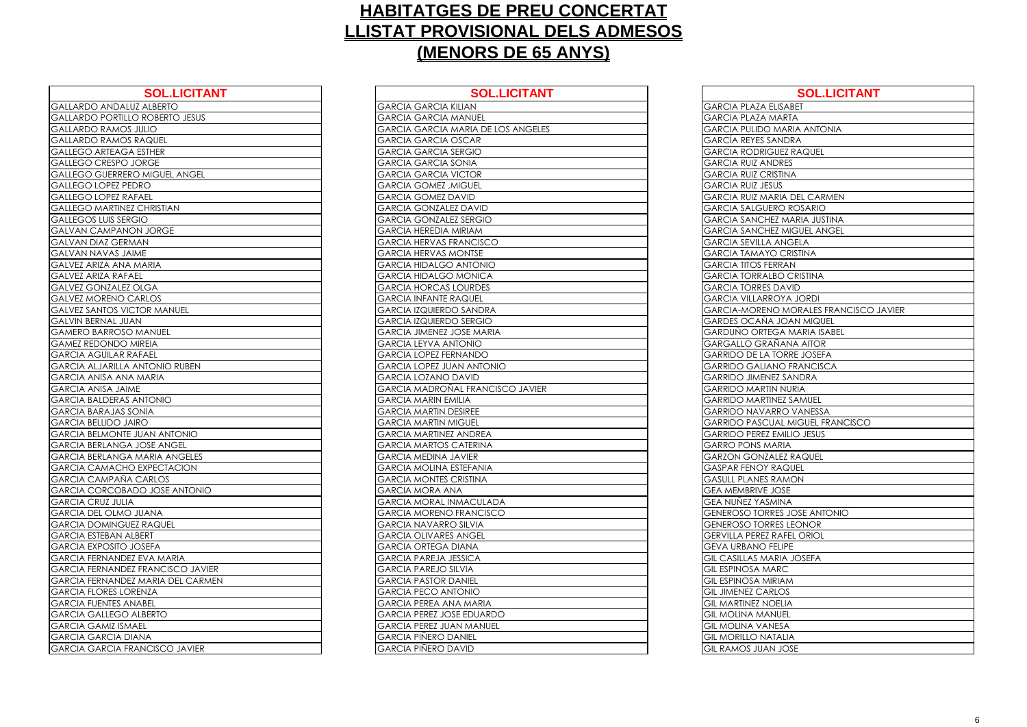# HABITATGES DE PREU CONCERTAT
# LLISTAT PROVISIONAL DELS ADMESOS
# (MENORS DE 65 ANYS)

| SOL.LICITANT |
|---|
| GALLARDO ANDALUZ ALBERTO |
| GALLARDO PORTILLO ROBERTO JESUS |
| GALLARDO RAMOS JULIO |
| GALLARDO RAMOS RAQUEL |
| GALLEGO ARTEAGA ESTHER |
| GALLEGO CRESPO JORGE |
| GALLEGO GUERRERO MIGUEL ANGEL |
| GALLEGO LOPEZ PEDRO |
| GALLEGO LOPEZ RAFAEL |
| GALLEGO MARTINEZ CHRISTIAN |
| GALLEGOS LUIS SERGIO |
| GALVAN CAMPANON JORGE |
| GALVAN DIAZ GERMAN |
| GALVAN NAVAS JAIME |
| GALVEZ ARIZA ANA MARIA |
| GALVEZ ARIZA RAFAEL |
| GALVEZ GONZALEZ OLGA |
| GALVEZ MORENO CARLOS |
| GALVEZ SANTOS VICTOR MANUEL |
| GALVIN BERNAL JUAN |
| GAMERO BARROSO MANUEL |
| GAMEZ REDONDO MIREIA |
| GARCIA AGUILAR RAFAEL |
| GARCIA ALJARILLA ANTONIO RUBEN |
| GARCIA ANISA ANA MARIA |
| GARCIA ANISA JAIME |
| GARCIA BALDERAS ANTONIO |
| GARCIA BARAJAS SONIA |
| GARCIA BELLIDO JAIRO |
| GARCIA BELMONTE JUAN ANTONIO |
| GARCIA BERLANGA JOSE ANGEL |
| GARCIA BERLANGA MARIA ANGELES |
| GARCIA CAMACHO EXPECTACION |
| GARCIA CAMPAÑA CARLOS |
| GARCIA CORCOBADO JOSE ANTONIO |
| GARCIA CRUZ JULIA |
| GARCIA DEL OLMO JUANA |
| GARCIA DOMINGUEZ RAQUEL |
| GARCIA ESTEBAN ALBERT |
| GARCIA EXPOSITO JOSEFA |
| GARCIA FERNANDEZ EVA MARIA |
| GARCIA FERNANDEZ FRANCISCO JAVIER |
| GARCIA FERNANDEZ MARIA DEL CARMEN |
| GARCIA FLORES LORENZA |
| GARCIA FUENTES ANABEL |
| GARCIA GALLEGO ALBERTO |
| GARCIA GAMIZ ISMAEL |
| GARCIA GARCIA DIANA |
| GARCIA GARCIA FRANCISCO JAVIER |
| GARCIA GARCIA KILIAN |
| GARCIA GARCIA MANUEL |
| GARCIA GARCIA MARIA DE LOS ANGELES |
| GARCIA GARCIA OSCAR |
| GARCIA GARCIA SERGIO |
| GARCIA GARCIA SONIA |
| GARCIA GARCIA VICTOR |
| GARCIA GOMEZ ,MIGUEL |
| GARCIA GOMEZ DAVID |
| GARCIA GONZALEZ DAVID |
| GARCIA GONZALEZ SERGIO |
| GARCIA HEREDIA MIRIAM |
| GARCIA HERVAS FRANCISCO |
| GARCIA HERVAS MONTSE |
| GARCIA HIDALGO ANTONIO |
| GARCIA HIDALGO MONICA |
| GARCIA HORCAS LOURDES |
| GARCIA INFANTE RAQUEL |
| GARCIA IZQUIERDO SANDRA |
| GARCIA IZQUIERDO SERGIO |
| GARCIA JIMENEZ JOSE MARIA |
| GARCIA LEYVA ANTONIO |
| GARCIA LOPEZ FERNANDO |
| GARCIA LOPEZ JUAN ANTONIO |
| GARCIA LOZANO DAVID |
| GARCIA MADROÑAL FRANCISCO JAVIER |
| GARCIA MARIN EMILIA |
| GARCIA MARTIN DESIREE |
| GARCIA MARTIN MIGUEL |
| GARCIA MARTINEZ ANDREA |
| GARCIA MARTOS CATERINA |
| GARCIA MEDINA JAVIER |
| GARCIA MOLINA ESTEFANIA |
| GARCIA MONTES CRISTINA |
| GARCIA MORA ANA |
| GARCIA MORAL INMACULADA |
| GARCIA MORENO FRANCISCO |
| GARCIA NAVARRO SILVIA |
| GARCIA OLIVARES ANGEL |
| GARCIA ORTEGA DIANA |
| GARCIA PAREJA JESSICA |
| GARCIA PAREJO SILVIA |
| GARCIA PASTOR DANIEL |
| GARCIA PECO ANTONIO |
| GARCIA PEREA ANA MARIA |
| GARCIA PEREZ JOSE EDUARDO |
| GARCIA PEREZ JUAN MANUEL |
| GARCIA PIÑERO DANIEL |
| GARCIA PIÑERO DAVID |
| GARCIA PLAZA ELISABET |
| GARCIA PLAZA MARTA |
| GARCIA PULIDO MARIA ANTONIA |
| GARCÍA REYES SANDRA |
| GARCIA RODRIGUEZ RAQUEL |
| GARCIA RUIZ ANDRES |
| GARCIA RUIZ CRISTINA |
| GARCIA RUIZ JESUS |
| GARCIA RUIZ MARIA DEL CARMEN |
| GARCIA SALGUERO ROSARIO |
| GARCIA SANCHEZ MARIA JUSTINA |
| GARCIA SANCHEZ MIGUEL ANGEL |
| GARCIA SEVILLA ANGELA |
| GARCIA TAMAYO CRISTINA |
| GARCIA TITOS FERRAN |
| GARCIA TORRALBO CRISTINA |
| GARCIA TORRES DAVID |
| GARCIA VILLARROYA JORDI |
| GARCIA-MORENO MORALES FRANCISCO JAVIER |
| GARDES OCAÑA JOAN MIQUEL |
| GARDUÑO ORTEGA MARIA ISABEL |
| GARGALLO GRAÑANA AITOR |
| GARRIDO DE LA TORRE JOSEFA |
| GARRIDO GALIANO FRANCISCA |
| GARRIDO JIMENEZ SANDRA |
| GARRIDO MARTIN NURIA |
| GARRIDO MARTINEZ SAMUEL |
| GARRIDO NAVARRO VANESSA |
| GARRIDO PASCUAL MIGUEL FRANCISCO |
| GARRIDO PEREZ EMILIO JESUS |
| GARRO PONS MARIA |
| GARZON GONZALEZ RAQUEL |
| GASPAR FENOY RAQUEL |
| GASULL PLANES RAMON |
| GEA MEMBRIVE JOSE |
| GEA NUÑEZ YASMINA |
| GENEROSO TORRES JOSE ANTONIO |
| GENEROSO TORRES LEONOR |
| GERVILLA PEREZ RAFEL ORIOL |
| GEVA URBANO FELIPE |
| GIL CASILLAS MARIA JOSEFA |
| GIL ESPINOSA MARC |
| GIL ESPINOSA MIRIAM |
| GIL JIMENEZ CARLOS |
| GIL MARTINEZ NOELIA |
| GIL MOLINA MANUEL |
| GIL MOLINA VANESA |
| GIL MORILLO NATALIA |
| GIL RAMOS JUAN JOSE |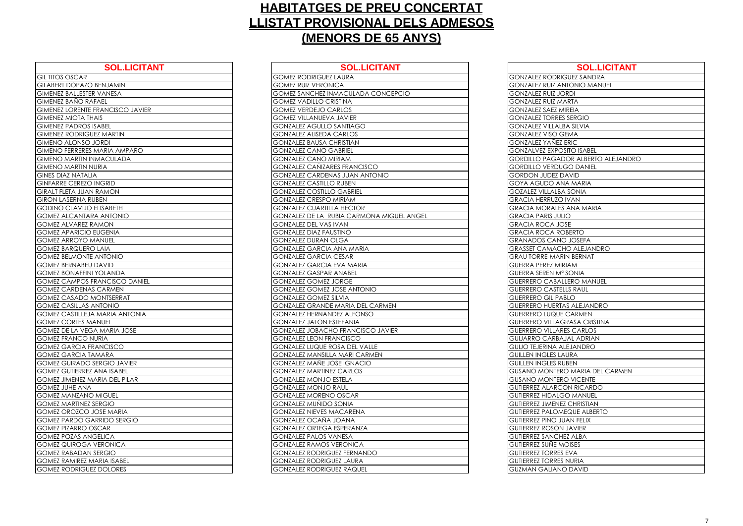# HABITATGES DE PREU CONCERTAT
# LLISTAT PROVISIONAL DELS ADMESOS
# (MENORS DE 65 ANYS)

| SOL.LICITANT |
|---|
| GIL TITOS OSCAR |
| GILABERT DOPAZO BENJAMIN |
| GIMENEZ BALLESTER VANESA |
| GIMENEZ BAÑO RAFAEL |
| GIMENEZ LORENTE FRANCISCO JAVIER |
| GIMENEZ MIOTA THAIS |
| GIMENEZ PADROS ISABEL |
| GIMENEZ RODRIGUEZ MARTIN |
| GIMENO ALONSO JORDI |
| GIMENO FERRERES MARIA AMPARO |
| GIMENO MARTIN INMACULADA |
| GIMENO MARTIN NURIA |
| GINES DIAZ NATALIA |
| GINFARRE CEREZO INGRID |
| GIRALT FLETA JUAN RAMON |
| GIRON LASERNA RUBEN |
| GODINO CLAVIJO ELISABETH |
| GOMEZ ALCANTARA ANTONIO |
| GOMEZ ALVAREZ RAMON |
| GOMEZ APARICIO EUGENIA |
| GOMEZ ARROYO MANUEL |
| GOMEZ BARQUERO LAIA |
| GOMEZ BELMONTE ANTONIO |
| GOMEZ BERNABEU DAVID |
| GOMEZ BONAFFINI YOLANDA |
| GOMEZ CAMPOS FRANCISCO DANIEL |
| GOMEZ CARDENAS CARMEN |
| GOMEZ CASADO MONTSERRAT |
| GOMEZ CASILLAS ANTONIO |
| GOMEZ CASTILLEJA MARIA ANTONIA |
| GOMEZ CORTES MANUEL |
| GOMEZ DE LA VEGA MARIA JOSE |
| GOMEZ FRANCO NURIA |
| GOMEZ GARCIA FRANCISCO |
| GOMEZ GARCIA TAMARA |
| GOMEZ GUIRADO SERGIO JAVIER |
| GOMEZ GUTIERREZ ANA ISABEL |
| GOMEZ JIMENEZ MARIA DEL PILAR |
| GOMEZ JUHE ANA |
| GOMEZ MANZANO MIGUEL |
| GOMEZ MARTINEZ SERGIO |
| GOMEZ OROZCO JOSE MARIA |
| GOMEZ PARDO GARRIDO SERGIO |
| GOMEZ PIZARRO OSCAR |
| GOMEZ POZAS ANGELICA |
| GOMEZ QUIROGA VERONICA |
| GOMEZ RABADAN SERGIO |
| GOMEZ RAMIREZ MARIA ISABEL |
| GOMEZ RODRIGUEZ DOLORES |

| SOL.LICITANT |
|---|
| GOMEZ RODRIGUEZ LAURA |
| GOMEZ RUIZ VERONICA |
| GOMEZ SANCHEZ INMACULADA CONCEPCIO |
| GOMEZ VADILLO CRISTINA |
| GOMEZ VERDEJO CARLOS |
| GOMEZ VILLANUEVA JAVIER |
| GONZALEZ AGULLO SANTIAGO |
| GONZALEZ ALISEDA CARLOS |
| GONZALEZ BAUSA CHRISTIAN |
| GONZALEZ CANO GABRIEL |
| GONZALEZ CANO MIRIAM |
| GONZALEZ CAÑIZARES FRANCISCO |
| GONZALEZ CARDENAS JUAN ANTONIO |
| GONZALEZ CASTILLO RUBEN |
| GONZALEZ COSTILLO GABRIEL |
| GONZALEZ CRESPO MIRIAM |
| GONZALEZ CUARTILLA HECTOR |
| GONZALEZ DE LA RUBIA CARMONA MIGUEL ANGEL |
| GONZALEZ DEL VAS IVAN |
| GONZALEZ DIAZ FAUSTINO |
| GONZALEZ DURAN OLGA |
| GONZALEZ GARCIA ANA MARIA |
| GONZALEZ GARCIA CESAR |
| GONZALEZ GARCIA EVA MARIA |
| GONZALEZ GASPAR ANABEL |
| GONZALEZ GOMEZ JORGE |
| GONZALEZ GOMEZ JOSE ANTONIO |
| GONZALEZ GOMEZ SILVIA |
| GONZALEZ GRANDE MARIA DEL CARMEN |
| GONZALEZ HERNANDEZ ALFONSO |
| GONZALEZ JALON ESTEFANIA |
| GONZALEZ JOBACHO FRANCISCO JAVIER |
| GONZALEZ LEON FRANCISCO |
| GONZALEZ LUQUE ROSA DEL VALLE |
| GONZALEZ MANSILLA MARI CARMEN |
| GONZALEZ MAÑE JOSE IGNACIO |
| GONZALEZ MARTINEZ CARLOS |
| GONZALEZ MONJO ESTELA |
| GONZALEZ MONJO RAUL |
| GONZALEZ MORENO OSCAR |
| GONZALEZ MUÑIDO SONIA |
| GONZALEZ NIEVES MACARENA |
| GONZALEZ OCAÑA JOANA |
| GONZALEZ ORTEGA ESPERANZA |
| GONZALEZ PALOS VANESA |
| GONZALEZ RAMOS VERONICA |
| GONZALEZ RODRIGUEZ FERNANDO |
| GONZALEZ RODRIGUEZ LAURA |
| GONZALEZ RODRIGUEZ RAQUEL |

| SOL.LICITANT |
|---|
| GONZALEZ RODRIGUEZ SANDRA |
| GONZALEZ RUIZ ANTONIO MANUEL |
| GONZALEZ RUIZ JORDI |
| GONZALEZ RUIZ MARTA |
| GONZALEZ SAEZ MIREIA |
| GONZALEZ TORRES SERGIO |
| GONZALEZ VILLALBA SILVIA |
| GONZALEZ VISO GEMA |
| GONZALEZ YAÑEZ ERIC |
| GONZALVEZ EXPOSITO ISABEL |
| GORDILLO PAGADOR ALBERTO ALEJANDRO |
| GORDILLO VERDUGO DANIEL |
| GORDON JUDEZ DAVID |
| GOYA AGUDO ANA MARIA |
| GOZALEZ VILLALBA SONIA |
| GRACIA HERRUZO IVAN |
| GRACIA MORALES ANA MARIA |
| GRACIA PARIS JULIO |
| GRACIA ROCA JOSE |
| GRACIA ROCA ROBERTO |
| GRANADOS CANO JOSEFA |
| GRASSET CAMACHO ALEJANDRO |
| GRAU TORRE-MARIN BERNAT |
| GUERRA PEREZ MIRIAM |
| GUERRA SEREN Mª SONIA |
| GUERRERO CABALLERO MANUEL |
| GUERRERO CASTELLS RAUL |
| GUERRERO GIL PABLO |
| GUERRERO HUERTAS ALEJANDRO |
| GUERRERO LUQUE CARMEN |
| GUERRERO VILLAGRASA CRISTINA |
| GUERRERO VILLARES CARLOS |
| GUIJARRO CARBAJAL ADRIAN |
| GUIJO TEJERINA ALEJANDRO |
| GUILLEN INGLES LAURA |
| GUILLEN INGLES RUBEN |
| GUSANO MONTERO MARIA DEL CARMEN |
| GUSANO MONTERO VICENTE |
| GUTIERREZ ALARCON RICARDO |
| GUTIERREZ HIDALGO MANUEL |
| GUTIERREZ JIMENEZ CHRISTIAN |
| GUTIERREZ PALOMEQUE ALBERTO |
| GUTIERREZ PINO JUAN FELIX |
| GUTIERREZ ROSON JAVIER |
| GUTIERREZ SANCHEZ ALBA |
| GUTIERREZ SUÑE MOISES |
| GUTIERREZ TORRES EVA |
| GUTIERREZ TORRES NURIA |
| GUZMAN GALIANO DAVID |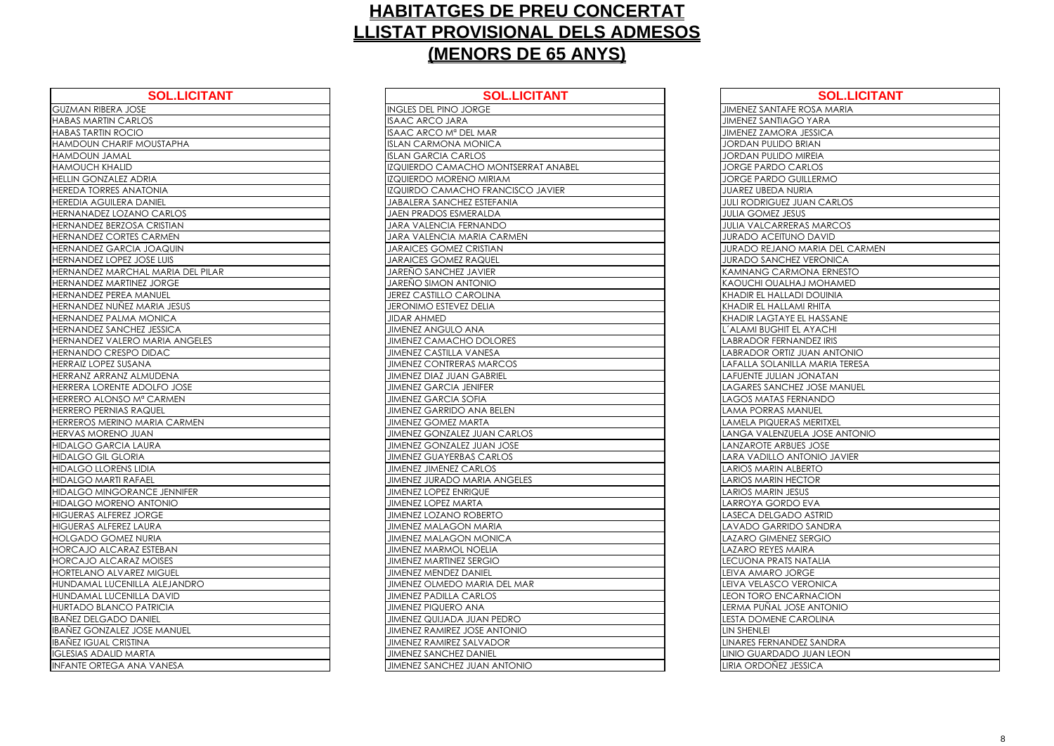# HABITATGES DE PREU CONCERTAT
# LLISTAT PROVISIONAL DELS ADMESOS
# (MENORS DE 65 ANYS)

| SOL.LICITANT |
|---|
| GUZMAN RIBERA JOSE |
| HABAS MARTIN CARLOS |
| HABAS TARTIN ROCIO |
| HAMDOUN CHARIF MOUSTAPHA |
| HAMDOUN JAMAL |
| HAMOUCH KHALID |
| HELLIN GONZALEZ ADRIA |
| HEREDA TORRES ANATONIA |
| HEREDIA AGUILERA DANIEL |
| HERNANADEZ LOZANO CARLOS |
| HERNANDEZ BERZOSA CRISTIAN |
| HERNANDEZ CORTES CARMEN |
| HERNANDEZ GARCIA JOAQUIN |
| HERNANDEZ LOPEZ JOSE LUIS |
| HERNANDEZ MARCHAL MARIA DEL PILAR |
| HERNANDEZ MARTINEZ JORGE |
| HERNANDEZ PEREA MANUEL |
| HERNANDEZ NUÑEZ MARIA JESUS |
| HERNANDEZ PALMA MONICA |
| HERNANDEZ SANCHEZ JESSICA |
| HERNANDEZ VALERO MARIA ANGELES |
| HERNANDO CRESPO DIDAC |
| HERRAIZ LOPEZ SUSANA |
| HERRANZ ARRANZ ALMUDENA |
| HERRERA LORENTE ADOLFO JOSE |
| HERRERO ALONSO Mª CARMEN |
| HERRERO PERNIAS RAQUEL |
| HERREROS MERINO MARIA CARMEN |
| HERVAS MORENO JUAN |
| HIDALGO GARCIA LAURA |
| HIDALGO GIL GLORIA |
| HIDALGO LLORENS LIDIA |
| HIDALGO MARTI RAFAEL |
| HIDALGO MINGORANCE JENNIFER |
| HIDALGO MORENO ANTONIO |
| HIGUERAS ALFEREZ JORGE |
| HIGUERAS ALFEREZ LAURA |
| HOLGADO GOMEZ NURIA |
| HORCAJO ALCARAZ ESTEBAN |
| HORCAJO ALCARAZ MOISES |
| HORTELANO ALVAREZ MIGUEL |
| HUNDAMAL LUCENILLA ALEJANDRO |
| HUNDAMAL LUCENILLA DAVID |
| HURTADO BLANCO PATRICIA |
| IBAÑEZ DELGADO DANIEL |
| IBAÑEZ GONZALEZ JOSE MANUEL |
| IBAÑEZ IGUAL CRISTINA |
| IGLESIAS ADALID MARTA |
| INFANTE ORTEGA ANA VANESA |

| SOL.LICITANT |
|---|
| INGLES DEL PINO JORGE |
| ISAAC ARCO JARA |
| ISAAC ARCO Mª DEL MAR |
| ISLAN CARMONA MONICA |
| ISLAN GARCIA CARLOS |
| IZQUIERDO CAMACHO MONTSERRAT ANABEL |
| IZQUIERDO MORENO MIRIAM |
| IZQUIRDO CAMACHO FRANCISCO JAVIER |
| JABALERA SANCHEZ ESTEFANIA |
| JAEN PRADOS ESMERALDA |
| JARA VALENCIA FERNANDO |
| JARA VALENCIA MARIA CARMEN |
| JARAICES GOMEZ CRISTIAN |
| JARAICES GOMEZ RAQUEL |
| JAREÑO SANCHEZ JAVIER |
| JAREÑO SIMON ANTONIO |
| JEREZ CASTILLO CAROLINA |
| JERONIMO ESTEVEZ DELIA |
| JIDAR AHMED |
| JIMENEZ ANGULO ANA |
| JIMENEZ CAMACHO DOLORES |
| JIMENEZ CASTILLA VANESA |
| JIMENEZ CONTRERAS MARCOS |
| JIMENEZ DIAZ JUAN GABRIEL |
| JIMENEZ GARCIA JENIFER |
| JIMENEZ GARCIA SOFIA |
| JIMENEZ GARRIDO ANA BELEN |
| JIMENEZ GOMEZ MARTA |
| JIMENEZ GONZALEZ JUAN CARLOS |
| JIMENEZ GONZALEZ JUAN JOSE |
| JIMENEZ GUAYERBAS CARLOS |
| JIMENEZ JIMENEZ CARLOS |
| JIMENEZ JURADO MARIA ANGELES |
| JIMENEZ LOPEZ ENRIQUE |
| JIMENEZ LOPEZ MARTA |
| JIMENEZ LOZANO ROBERTO |
| JIMENEZ MALAGON MARIA |
| JIMENEZ MALAGON MONICA |
| JIMENEZ MARMOL NOELIA |
| JIMENEZ MARTINEZ SERGIO |
| JIMENEZ MENDEZ DANIEL |
| JIMENEZ OLMEDO MARIA DEL MAR |
| JIMENEZ PADILLA CARLOS |
| JIMENEZ PIQUERO ANA |
| JIMENEZ QUIJADA JUAN PEDRO |
| JIMENEZ RAMIREZ JOSE ANTONIO |
| JIMENEZ RAMIREZ SALVADOR |
| JIMENEZ SANCHEZ DANIEL |
| JIMENEZ SANCHEZ JUAN ANTONIO |

| SOL.LICITANT |
|---|
| JIMENEZ SANTAFE ROSA MARIA |
| JIMENEZ SANTIAGO YARA |
| JIMENEZ ZAMORA JESSICA |
| JORDAN PULIDO BRIAN |
| JORDAN PULIDO MIREIA |
| JORGE PARDO CARLOS |
| JORGE PARDO GUILLERMO |
| JUAREZ UBEDA NURIA |
| JULI RODRIGUEZ JUAN CARLOS |
| JULIA GOMEZ JESUS |
| JULIA VALCARRERAS MARCOS |
| JURADO ACEITUNO DAVID |
| JURADO REJANO MARIA DEL CARMEN |
| JURADO SANCHEZ VERONICA |
| KAMNANG CARMONA ERNESTO |
| KAOUCHI OUALHAJ MOHAMED |
| KHADIR EL HALLADI DOUINIA |
| KHADIR EL HALLAMI RHITA |
| KHADIR LAGTAYE EL HASSANE |
| L´ALAMI BUGHIT EL AYACHI |
| LABRADOR FERNANDEZ IRIS |
| LABRADOR ORTIZ JUAN ANTONIO |
| LAFALLA SOLANILLA MARIA TERESA |
| LAFUENTE JULIAN JONATAN |
| LAGARES SANCHEZ JOSE MANUEL |
| LAGOS MATAS FERNANDO |
| LAMA PORRAS MANUEL |
| LAMELA PIQUERAS MERITXEL |
| LANGA VALENZUELA JOSE ANTONIO |
| LANZAROTE ARBUES JOSE |
| LARA VADILLO ANTONIO JAVIER |
| LARIOS MARIN ALBERTO |
| LARIOS MARIN HECTOR |
| LARIOS MARIN JESUS |
| LARROYA GORDO EVA |
| LASECA DELGADO ASTRID |
| LAVADO GARRIDO SANDRA |
| LAZARO GIMENEZ SERGIO |
| LAZARO REYES MAIRA |
| LECUONA PRATS NATALIA |
| LEIVA AMARO JORGE |
| LEIVA VELASCO VERONICA |
| LEON TORO ENCARNACION |
| LERMA PUÑAL JOSE ANTONIO |
| LESTA DOMENE CAROLINA |
| LIN SHENLEI |
| LINARES FERNANDEZ SANDRA |
| LINIO GUARDADO JUAN LEON |
| LIRIA ORDOÑEZ JESSICA |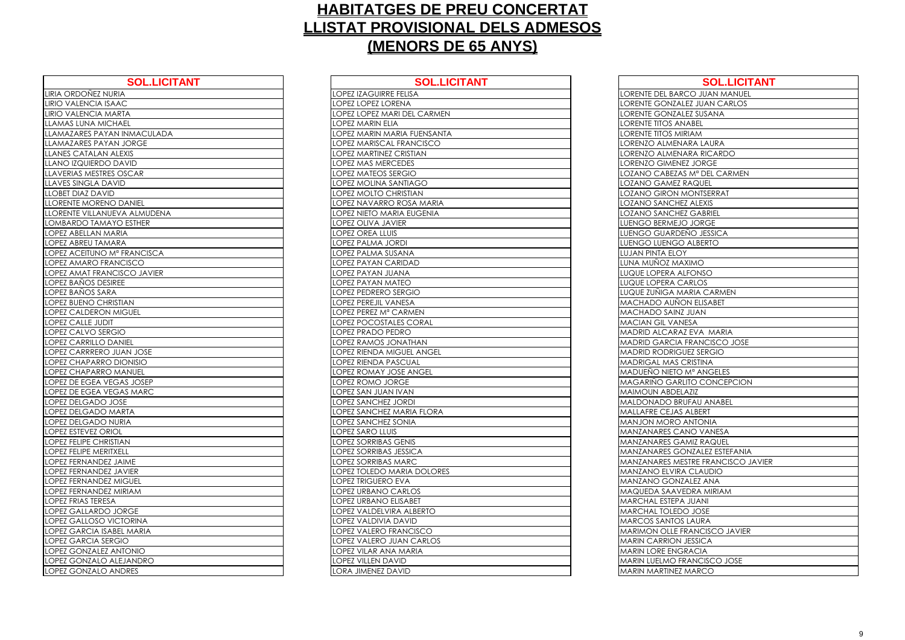# HABITATGES DE PREU CONCERTAT
# LLISTAT PROVISIONAL DELS ADMESOS
# (MENORS DE 65 ANYS)

| SOL.LICITANT |
|---|
| LIRIA ORDOÑEZ NURIA |
| LIRIO VALENCIA ISAAC |
| LIRIO VALENCIA MARTA |
| LLAMAS LUNA MICHAEL |
| LLAMAZARES PAYAN INMACULADA |
| LLAMAZARES PAYAN JORGE |
| LLANES CATALAN ALEXIS |
| LLANO IZQUIERDO DAVID |
| LLAVERIAS MESTRES OSCAR |
| LLAVES SINGLA DAVID |
| LLOBET DIAZ DAVID |
| LLORENTE MORENO DANIEL |
| LLORENTE VILLANUEVA ALMUDENA |
| LOMBARDO TAMAYO ESTHER |
| LOPEZ ABELLAN MARIA |
| LOPEZ ABREU TAMARA |
| LOPEZ ACEITUNO Mª FRANCISCA |
| LOPEZ AMARO FRANCISCO |
| LOPEZ AMAT FRANCISCO JAVIER |
| LOPEZ BAÑOS DESIREE |
| LOPEZ BAÑOS SARA |
| LOPEZ BUENO CHRISTIAN |
| LOPEZ CALDERON MIGUEL |
| LOPEZ CALLE JUDIT |
| LOPEZ CALVO SERGIO |
| LOPEZ CARRILLO DANIEL |
| LOPEZ CARRRERO JUAN JOSE |
| LOPEZ CHAPARRO DIONISIO |
| LOPEZ CHAPARRO MANUEL |
| LOPEZ DE EGEA VEGAS JOSEP |
| LOPEZ DE EGEA VEGAS MARC |
| LOPEZ DELGADO JOSE |
| LOPEZ DELGADO MARTA |
| LOPEZ DELGADO NURIA |
| LOPEZ ESTEVEZ ORIOL |
| LOPEZ FELIPE CHRISTIAN |
| LOPEZ FELIPE MERITXELL |
| LOPEZ FERNANDEZ JAIME |
| LOPEZ FERNANDEZ JAVIER |
| LOPEZ FERNANDEZ MIGUEL |
| LOPEZ FERNANDEZ MIRIAM |
| LOPEZ FRIAS TERESA |
| LOPEZ GALLARDO JORGE |
| LOPEZ GALLOSO VICTORINA |
| LOPEZ GARCIA ISABEL MARIA |
| LOPEZ GARCIA SERGIO |
| LOPEZ GONZALEZ ANTONIO |
| LOPEZ GONZALO ALEJANDRO |
| LOPEZ GONZALO ANDRES |

| SOL.LICITANT |
|---|
| LOPEZ IZAGUIRRE FELISA |
| LOPEZ LOPEZ LORENA |
| LOPEZ LOPEZ MARI DEL CARMEN |
| LOPEZ MARIN ELIA |
| LOPEZ MARIN MARIA FUENSANTA |
| LOPEZ MARISCAL FRANCISCO |
| LOPEZ MARTINEZ CRISTIAN |
| LOPEZ MAS MERCEDES |
| LOPEZ MATEOS SERGIO |
| LOPEZ MOLINA SANTIAGO |
| LOPEZ MOLTO CHRISTIAN |
| LOPEZ NAVARRO ROSA MARIA |
| LOPEZ NIETO MARIA EUGENIA |
| LOPEZ OLIVA JAVIER |
| LOPEZ OREA LLUIS |
| LOPEZ PALMA JORDI |
| LOPEZ PALMA SUSANA |
| LOPEZ PAYAN CARIDAD |
| LOPEZ PAYAN JUANA |
| LOPEZ PAYAN MATEO |
| LOPEZ PEDRERO SERGIO |
| LOPEZ PEREJIL VANESA |
| LOPEZ PEREZ Mª CARMEN |
| LOPEZ POCOSTALES CORAL |
| LOPEZ PRADO PEDRO |
| LOPEZ RAMOS JONATHAN |
| LOPEZ RIENDA MIGUEL ANGEL |
| LOPEZ RIENDA PASCUAL |
| LOPEZ ROMAY JOSE ANGEL |
| LOPEZ ROMO JORGE |
| LOPEZ SAN JUAN IVAN |
| LOPEZ SANCHEZ JORDI |
| LOPEZ SANCHEZ MARIA FLORA |
| LOPEZ SANCHEZ SONIA |
| LOPEZ SARO LLUIS |
| LOPEZ SORRIBAS GENIS |
| LOPEZ SORRIBAS JESSICA |
| LOPEZ SORRIBAS MARC |
| LOPEZ TOLEDO MARIA DOLORES |
| LOPEZ TRIGUERO EVA |
| LOPEZ URBANO CARLOS |
| LOPEZ URBANO ELISABET |
| LOPEZ VALDELVIRA ALBERTO |
| LOPEZ VALDIVIA DAVID |
| LOPEZ VALERO FRANCISCO |
| LOPEZ VALERO JUAN CARLOS |
| LOPEZ VILAR ANA MARIA |
| LOPEZ VILLEN DAVID |
| LORA JIMENEZ DAVID |

| SOL.LICITANT |
|---|
| LORENTE DEL BARCO JUAN MANUEL |
| LORENTE GONZALEZ JUAN CARLOS |
| LORENTE GONZALEZ SUSANA |
| LORENTE TITOS ANABEL |
| LORENTE TITOS MIRIAM |
| LORENZO ALMENARA LAURA |
| LORENZO ALMENARA RICARDO |
| LORENZO GIMENEZ JORGE |
| LOZANO CABEZAS Mª DEL CARMEN |
| LOZANO GAMEZ RAQUEL |
| LOZANO GIRON MONTSERRAT |
| LOZANO SANCHEZ ALEXIS |
| LOZANO SANCHEZ GABRIEL |
| LUENGO BERMEJO JORGE |
| LUENGO GUARDEÑO JESSICA |
| LUENGO LUENGO ALBERTO |
| LUJAN PINTA ELOY |
| LUNA MUÑOZ MAXIMO |
| LUQUE LOPERA ALFONSO |
| LUQUE LOPERA CARLOS |
| LUQUE ZUÑIGA MARIA CARMEN |
| MACHADO AUÑON ELISABET |
| MACHADO SAINZ JUAN |
| MACIAN GIL VANESA |
| MADRID ALCARAZ EVA MARIA |
| MADRID GARCIA FRANCISCO JOSE |
| MADRID RODRIGUEZ SERGIO |
| MADRIGAL MAS CRISTINA |
| MADUEÑO NIETO Mª ANGELES |
| MAGARIÑO GARLITO CONCEPCION |
| MAIMOUN ABDELAZIZ |
| MALDONADO BRUFAU ANABEL |
| MALLAFRE CEJAS ALBERT |
| MANJON MORO ANTONIA |
| MANZANARES CANO VANESA |
| MANZANARES GAMIZ RAQUEL |
| MANZANARES GONZALEZ ESTEFANIA |
| MANZANARES MESTRE FRANCISCO JAVIER |
| MANZANO ELVIRA CLAUDIO |
| MANZANO GONZALEZ ANA |
| MAQUEDA SAAVEDRA MIRIAM |
| MARCHAL ESTEPA JUANI |
| MARCHAL TOLEDO JOSE |
| MARCOS SANTOS LAURA |
| MARIMON OLLE FRANCISCO JAVIER |
| MARIN CARRION JESSICA |
| MARIN LORE ENGRACIA |
| MARIN LUELMO FRANCISCO JOSE |
| MARIN MARTINEZ MARCO |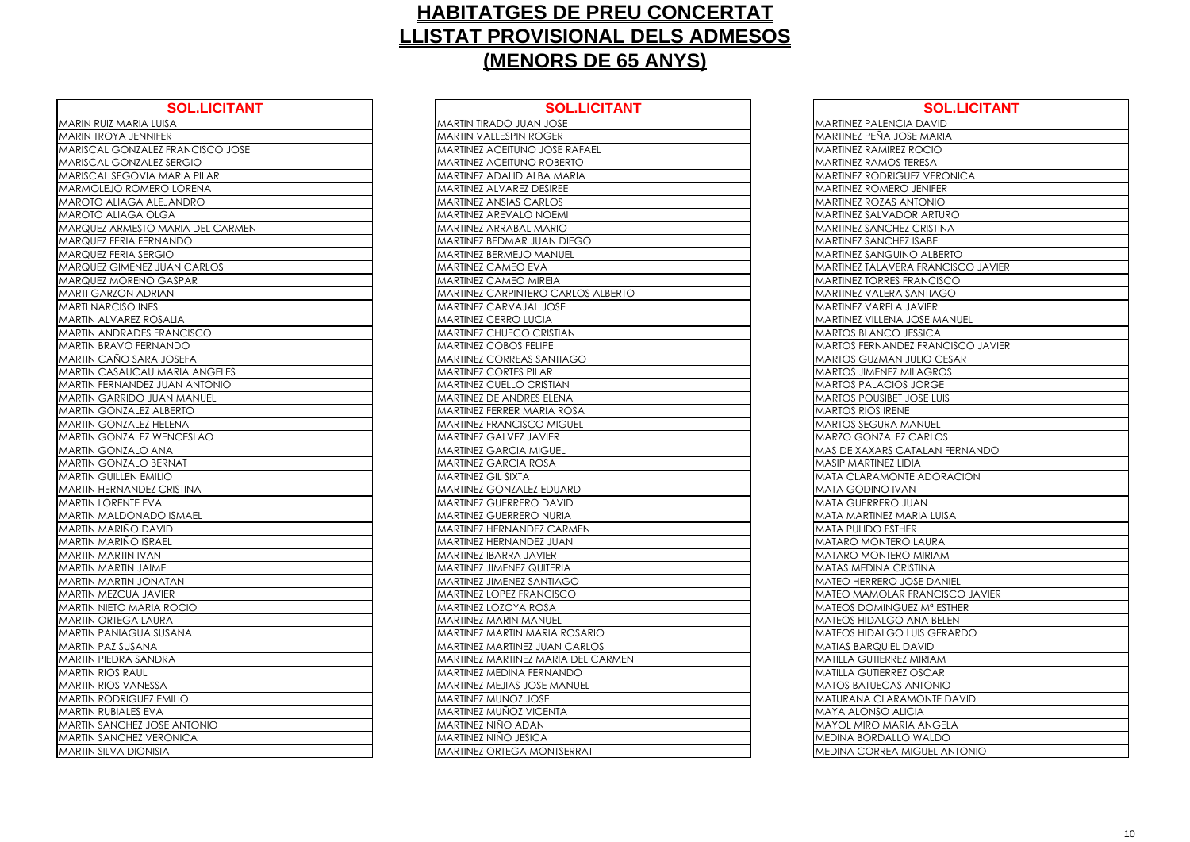# HABITATGES DE PREU CONCERTAT
# LLISTAT PROVISIONAL DELS ADMESOS
# (MENORS DE 65 ANYS)

| SOL.LICITANT |
|---|
| MARIN RUIZ MARIA LUISA |
| MARIN TROYA JENNIFER |
| MARISCAL GONZALEZ FRANCISCO JOSE |
| MARISCAL GONZALEZ SERGIO |
| MARISCAL SEGOVIA MARIA PILAR |
| MARMOLEJO ROMERO LORENA |
| MAROTO ALIAGA ALEJANDRO |
| MAROTO ALIAGA OLGA |
| MARQUEZ ARMESTO MARIA DEL CARMEN |
| MARQUEZ FERIA FERNANDO |
| MARQUEZ FERIA SERGIO |
| MARQUEZ GIMENEZ JUAN CARLOS |
| MARQUEZ MORENO GASPAR |
| MARTI GARZON ADRIAN |
| MARTI NARCISO INES |
| MARTIN ALVAREZ ROSALIA |
| MARTIN ANDRADES FRANCISCO |
| MARTIN BRAVO FERNANDO |
| MARTIN CAÑO SARA JOSEFA |
| MARTIN CASAUCAU MARIA ANGELES |
| MARTIN FERNANDEZ JUAN ANTONIO |
| MARTIN GARRIDO JUAN MANUEL |
| MARTIN GONZALEZ ALBERTO |
| MARTIN GONZALEZ HELENA |
| MARTIN GONZALEZ WENCESLAO |
| MARTIN GONZALO ANA |
| MARTIN GONZALO BERNAT |
| MARTIN GUILLEN EMILIO |
| MARTIN HERNANDEZ CRISTINA |
| MARTIN LORENTE EVA |
| MARTIN MALDONADO ISMAEL |
| MARTIN MARIÑO DAVID |
| MARTIN MARIÑO ISRAEL |
| MARTIN MARTIN IVAN |
| MARTIN MARTIN JAIME |
| MARTIN MARTIN JONATAN |
| MARTIN MEZCUA JAVIER |
| MARTIN NIETO MARIA ROCIO |
| MARTIN ORTEGA LAURA |
| MARTIN PANIAGUA SUSANA |
| MARTIN PAZ SUSANA |
| MARTIN PIEDRA SANDRA |
| MARTIN RIOS RAUL |
| MARTIN RIOS VANESSA |
| MARTIN RODRIGUEZ EMILIO |
| MARTIN RUBIALES EVA |
| MARTIN SANCHEZ JOSE ANTONIO |
| MARTIN SANCHEZ VERONICA |
| MARTIN SILVA DIONISIA |
| MARTIN TIRADO JUAN JOSE |
| MARTIN VALLESPIN ROGER |
| MARTINEZ ACEITUNO JOSE RAFAEL |
| MARTINEZ ACEITUNO ROBERTO |
| MARTINEZ ADALID ALBA MARIA |
| MARTINEZ ALVAREZ DESIREE |
| MARTINEZ ANSIAS CARLOS |
| MARTINEZ AREVALO NOEMI |
| MARTINEZ ARRABAL MARIO |
| MARTINEZ BEDMAR JUAN DIEGO |
| MARTINEZ BERMEJO MANUEL |
| MARTINEZ CAMEO EVA |
| MARTINEZ CAMEO MIREIA |
| MARTINEZ CARPINTERO CARLOS ALBERTO |
| MARTINEZ CARVAJAL JOSE |
| MARTINEZ CERRO LUCIA |
| MARTINEZ CHUECO CRISTIAN |
| MARTINEZ COBOS FELIPE |
| MARTINEZ CORREAS SANTIAGO |
| MARTINEZ CORTES PILAR |
| MARTINEZ CUELLO CRISTIAN |
| MARTINEZ DE ANDRES ELENA |
| MARTINEZ FERRER MARIA ROSA |
| MARTINEZ FRANCISCO MIGUEL |
| MARTINEZ GALVEZ JAVIER |
| MARTINEZ GARCIA MIGUEL |
| MARTINEZ GARCIA ROSA |
| MARTINEZ GIL SIXTA |
| MARTINEZ GONZALEZ EDUARD |
| MARTINEZ GUERRERO DAVID |
| MARTINEZ GUERRERO NURIA |
| MARTINEZ HERNANDEZ CARMEN |
| MARTINEZ HERNANDEZ JUAN |
| MARTINEZ IBARRA JAVIER |
| MARTINEZ JIMENEZ QUITERIA |
| MARTINEZ JIMENEZ SANTIAGO |
| MARTINEZ LOPEZ FRANCISCO |
| MARTINEZ LOZOYA ROSA |
| MARTINEZ MARIN MANUEL |
| MARTINEZ MARTIN MARIA ROSARIO |
| MARTINEZ MARTINEZ JUAN CARLOS |
| MARTINEZ MARTINEZ MARIA DEL CARMEN |
| MARTINEZ MEDINA FERNANDO |
| MARTINEZ MEJIAS JOSE MANUEL |
| MARTINEZ MUÑOZ JOSE |
| MARTINEZ MUÑOZ VICENTA |
| MARTINEZ NIÑO ADAN |
| MARTINEZ NIÑO JESICA |
| MARTINEZ ORTEGA MONTSERRAT |
| MARTINEZ PALENCIA DAVID |
| MARTINEZ PEÑA JOSE MARIA |
| MARTINEZ RAMIREZ ROCIO |
| MARTINEZ RAMOS TERESA |
| MARTINEZ RODRIGUEZ VERONICA |
| MARTINEZ ROMERO JENIFER |
| MARTINEZ ROZAS ANTONIO |
| MARTINEZ SALVADOR ARTURO |
| MARTINEZ SANCHEZ CRISTINA |
| MARTINEZ SANCHEZ ISABEL |
| MARTINEZ SANGUINO ALBERTO |
| MARTINEZ TALAVERA FRANCISCO JAVIER |
| MARTINEZ TORRES FRANCISCO |
| MARTINEZ VALERA SANTIAGO |
| MARTINEZ VARELA JAVIER |
| MARTINEZ VILLENA JOSE MANUEL |
| MARTOS BLANCO JESSICA |
| MARTOS FERNANDEZ FRANCISCO JAVIER |
| MARTOS GUZMAN JULIO CESAR |
| MARTOS JIMENEZ MILAGROS |
| MARTOS PALACIOS JORGE |
| MARTOS POUSIBET JOSE LUIS |
| MARTOS RIOS IRENE |
| MARTOS SEGURA MANUEL |
| MARZO GONZALEZ CARLOS |
| MAS DE XAXARS CATALAN FERNANDO |
| MASIP MARTINEZ LIDIA |
| MATA CLARAMONTE ADORACION |
| MATA GODINO IVAN |
| MATA GUERRERO JUAN |
| MATA MARTINEZ MARIA LUISA |
| MATA PULIDO ESTHER |
| MATARO MONTERO LAURA |
| MATARO MONTERO MIRIAM |
| MATAS MEDINA CRISTINA |
| MATEO HERRERO JOSE DANIEL |
| MATEO MAMOLAR FRANCISCO JAVIER |
| MATEOS DOMINGUEZ Mª ESTHER |
| MATEOS HIDALGO ANA BELEN |
| MATEOS HIDALGO LUIS GERARDO |
| MATIAS BARQUIEL DAVID |
| MATILLA GUTIERREZ MIRIAM |
| MATILLA GUTIERREZ OSCAR |
| MATOS BATUECAS ANTONIO |
| MATURANA CLARAMONTE DAVID |
| MAYA ALONSO ALICIA |
| MAYOL MIRO MARIA ANGELA |
| MEDINA BORDALLO WALDO |
| MEDINA CORREA MIGUEL ANTONIO |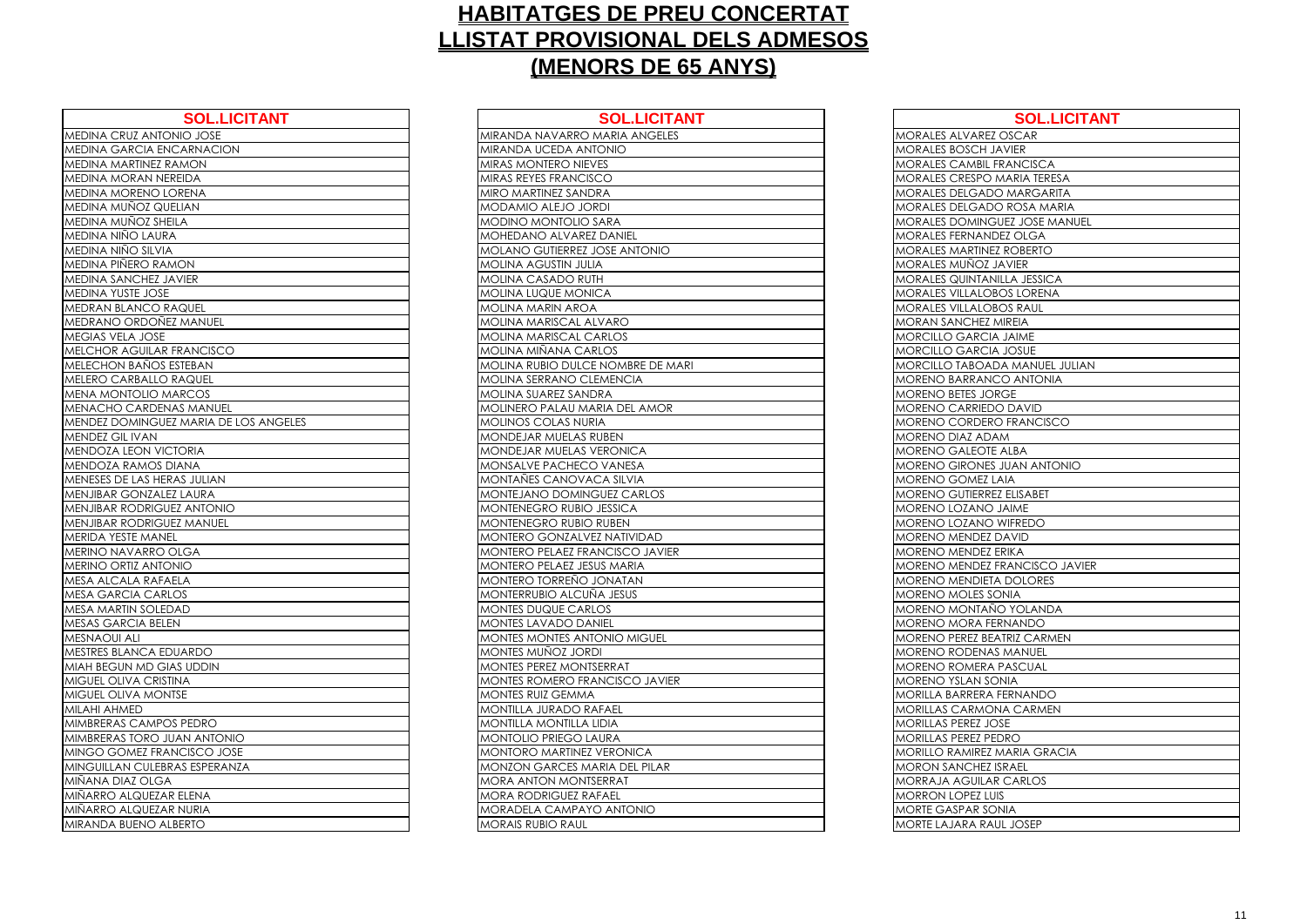# HABITATGES DE PREU CONCERTAT
# LLISTAT PROVISIONAL DELS ADMESOS
# (MENORS DE 65 ANYS)

| SOL.LICITANT |
|---|
| MEDINA CRUZ ANTONIO JOSE |
| MEDINA GARCIA ENCARNACION |
| MEDINA MARTINEZ RAMON |
| MEDINA MORAN NEREIDA |
| MEDINA MORENO LORENA |
| MEDINA MUÑOZ QUELIAN |
| MEDINA MUÑOZ SHEILA |
| MEDINA NIÑO LAURA |
| MEDINA NIÑO SILVIA |
| MEDINA PIÑERO RAMON |
| MEDINA SANCHEZ JAVIER |
| MEDINA YUSTE JOSE |
| MEDRAN BLANCO RAQUEL |
| MEDRANO ORDOÑEZ MANUEL |
| MEGIAS VELA JOSE |
| MELCHOR AGUILAR FRANCISCO |
| MELECHON BAÑOS ESTEBAN |
| MELERO CARBALLO RAQUEL |
| MENA MONTOLIO MARCOS |
| MENACHO CARDENAS MANUEL |
| MENDEZ DOMINGUEZ MARIA DE LOS ANGELES |
| MENDEZ GIL IVAN |
| MENDOZA LEON VICTORIA |
| MENDOZA RAMOS DIANA |
| MENESES DE LAS HERAS JULIAN |
| MENJIBAR GONZALEZ LAURA |
| MENJIBAR RODRIGUEZ ANTONIO |
| MENJIBAR RODRIGUEZ MANUEL |
| MERIDA YESTE MANEL |
| MERINO NAVARRO OLGA |
| MERINO ORTIZ ANTONIO |
| MESA ALCALA RAFAELA |
| MESA GARCIA CARLOS |
| MESA MARTIN SOLEDAD |
| MESAS GARCIA BELEN |
| MESNAOUI ALI |
| MESTRES BLANCA EDUARDO |
| MIAH BEGUN MD GIAS UDDIN |
| MIGUEL OLIVA CRISTINA |
| MIGUEL OLIVA MONTSE |
| MILAHI AHMED |
| MIMBRERAS CAMPOS PEDRO |
| MIMBRERAS TORO JUAN ANTONIO |
| MINGO GOMEZ FRANCISCO JOSE |
| MINGUILLAN CULEBRAS ESPERANZA |
| MIÑANA DIAZ OLGA |
| MIÑARRO ALQUEZAR ELENA |
| MIÑARRO ALQUEZAR NURIA |
| MIRANDA BUENO ALBERTO |

| SOL.LICITANT |
|---|
| MIRANDA NAVARRO MARIA ANGELES |
| MIRANDA UCEDA ANTONIO |
| MIRAS MONTERO NIEVES |
| MIRAS REYES FRANCISCO |
| MIRO MARTINEZ SANDRA |
| MODAMIO ALEJO JORDI |
| MODINO MONTOLIO SARA |
| MOHEDANO ALVAREZ DANIEL |
| MOLANO GUTIERREZ JOSE ANTONIO |
| MOLINA AGUSTIN JULIA |
| MOLINA CASADO RUTH |
| MOLINA LUQUE MONICA |
| MOLINA MARIN AROA |
| MOLINA MARISCAL ALVARO |
| MOLINA MARISCAL CARLOS |
| MOLINA MIÑANA CARLOS |
| MOLINA RUBIO DULCE NOMBRE DE MARI |
| MOLINA SERRANO CLEMENCIA |
| MOLINA SUAREZ SANDRA |
| MOLINERO PALAU MARIA DEL AMOR |
| MOLINOS COLAS NURIA |
| MONDEJAR MUELAS RUBEN |
| MONDEJAR MUELAS VERONICA |
| MONSALVE PACHECO VANESA |
| MONTAÑES CANOVACA SILVIA |
| MONTEJANO DOMINGUEZ CARLOS |
| MONTENEGRO RUBIO JESSICA |
| MONTENEGRO RUBIO RUBEN |
| MONTERO GONZALVEZ NATIVIDAD |
| MONTERO PELAEZ FRANCISCO JAVIER |
| MONTERO PELAEZ JESUS MARIA |
| MONTERO TORREÑO JONATAN |
| MONTERRUBIO ALCUÑA JESUS |
| MONTES DUQUE CARLOS |
| MONTES LAVADO DANIEL |
| MONTES MONTES ANTONIO MIGUEL |
| MONTES MUÑOZ JORDI |
| MONTES PEREZ MONTSERRAT |
| MONTES ROMERO FRANCISCO JAVIER |
| MONTES RUIZ GEMMA |
| MONTILLA JURADO RAFAEL |
| MONTILLA MONTILLA LIDIA |
| MONTOLIO PRIEGO LAURA |
| MONTORO MARTINEZ VERONICA |
| MONZON GARCES MARIA DEL PILAR |
| MORA ANTON MONTSERRAT |
| MORA RODRIGUEZ RAFAEL |
| MORADELA CAMPAYO ANTONIO |
| MORAIS RUBIO RAUL |

| SOL.LICITANT |
|---|
| MORALES ALVAREZ OSCAR |
| MORALES BOSCH JAVIER |
| MORALES CAMBIL FRANCISCA |
| MORALES CRESPO MARIA TERESA |
| MORALES DELGADO MARGARITA |
| MORALES DELGADO ROSA MARIA |
| MORALES DOMINGUEZ JOSE MANUEL |
| MORALES FERNANDEZ OLGA |
| MORALES MARTINEZ ROBERTO |
| MORALES MUÑOZ JAVIER |
| MORALES QUINTANILLA JESSICA |
| MORALES VILLALOBOS LORENA |
| MORALES VILLALOBOS RAUL |
| MORAN SANCHEZ MIREIA |
| MORCILLO GARCIA JAIME |
| MORCILLO GARCIA JOSUE |
| MORCILLO TABOADA MANUEL JULIAN |
| MORENO BARRANCO ANTONIA |
| MORENO BETES JORGE |
| MORENO CARRIEDO DAVID |
| MORENO CORDERO FRANCISCO |
| MORENO DIAZ ADAM |
| MORENO GALEOTE ALBA |
| MORENO GIRONES JUAN ANTONIO |
| MORENO GOMEZ LAIA |
| MORENO GUTIERREZ ELISABET |
| MORENO LOZANO JAIME |
| MORENO LOZANO WIFREDO |
| MORENO MENDEZ DAVID |
| MORENO MENDEZ ERIKA |
| MORENO MENDEZ FRANCISCO JAVIER |
| MORENO MENDIETA DOLORES |
| MORENO MOLES SONIA |
| MORENO MONTAÑO YOLANDA |
| MORENO MORA FERNANDO |
| MORENO PEREZ BEATRIZ CARMEN |
| MORENO RODENAS MANUEL |
| MORENO ROMERA PASCUAL |
| MORENO YSLAN SONIA |
| MORILLA BARRERA FERNANDO |
| MORILLAS CARMONA CARMEN |
| MORILLAS PEREZ JOSE |
| MORILLAS PEREZ PEDRO |
| MORILLO RAMIREZ MARIA GRACIA |
| MORON SANCHEZ ISRAEL |
| MORRAJA AGUILAR CARLOS |
| MORRON LOPEZ LUIS |
| MORTE GASPAR SONIA |
| MORTE LAJARA RAUL JOSEP |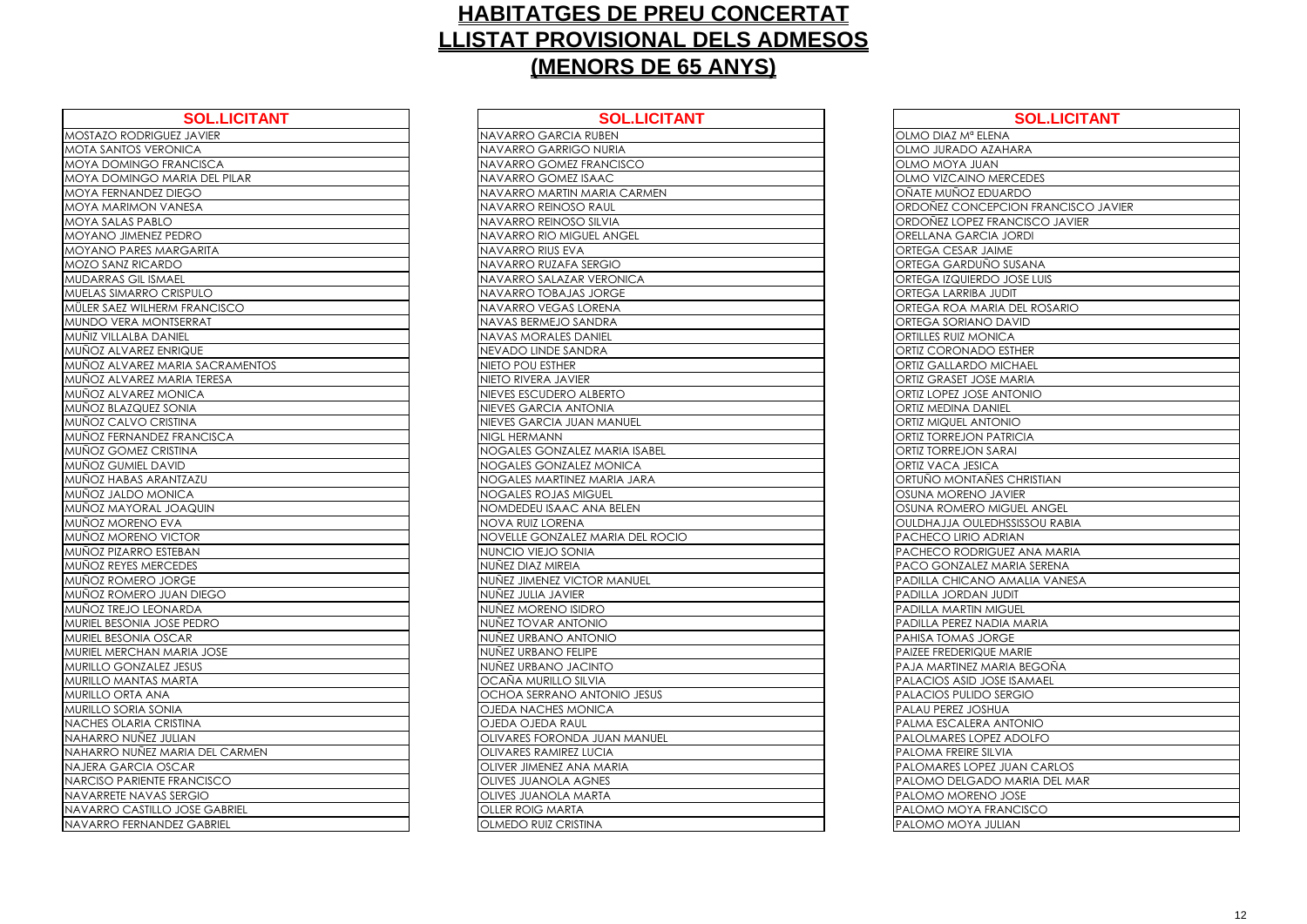# HABITATGES DE PREU CONCERTAT
# LLISTAT PROVISIONAL DELS ADMESOS
# (MENORS DE 65 ANYS)

| SOL.LICITANT |
|---|
| MOSTAZO RODRIGUEZ JAVIER |
| MOTA SANTOS VERONICA |
| MOYA DOMINGO FRANCISCA |
| MOYA DOMINGO MARIA DEL PILAR |
| MOYA FERNANDEZ DIEGO |
| MOYA MARIMON VANESA |
| MOYA SALAS PABLO |
| MOYANO JIMENEZ PEDRO |
| MOYANO PARES MARGARITA |
| MOZO SANZ RICARDO |
| MUDARRAS GIL ISMAEL |
| MUELAS SIMARRO CRISPULO |
| MÜLER SAEZ WILHERM FRANCISCO |
| MUNDO VERA MONTSERRAT |
| MUÑIZ VILLALBA DANIEL |
| MUÑOZ ALVAREZ ENRIQUE |
| MUÑOZ ALVAREZ MARIA SACRAMENTOS |
| MUÑOZ ALVAREZ MARIA TERESA |
| MUÑOZ ALVAREZ MONICA |
| MUÑOZ BLAZQUEZ SONIA |
| MUÑOZ CALVO CRISTINA |
| MUÑOZ FERNANDEZ FRANCISCA |
| MUÑOZ GOMEZ CRISTINA |
| MUÑOZ GUMIEL DAVID |
| MUÑOZ HABAS ARANTZAZU |
| MUÑOZ JALDO MONICA |
| MUÑOZ MAYORAL JOAQUIN |
| MUÑOZ MORENO EVA |
| MUÑOZ MORENO VICTOR |
| MUÑOZ PIZARRO ESTEBAN |
| MUÑOZ REYES MERCEDES |
| MUÑOZ ROMERO JORGE |
| MUÑOZ ROMERO JUAN DIEGO |
| MUÑOZ TREJO LEONARDA |
| MURIEL BESONIA JOSE PEDRO |
| MURIEL BESONIA OSCAR |
| MURIEL MERCHAN MARIA JOSE |
| MURILLO GONZALEZ JESUS |
| MURILLO MANTAS MARTA |
| MURILLO ORTA ANA |
| MURILLO SORIA SONIA |
| NACHES OLARIA CRISTINA |
| NAHARRO NUÑEZ JULIAN |
| NAHARRO NUÑEZ MARIA DEL CARMEN |
| NAJERA GARCIA OSCAR |
| NARCISO PARIENTE FRANCISCO |
| NAVARRETE NAVAS SERGIO |
| NAVARRO CASTILLO JOSE GABRIEL |
| NAVARRO FERNANDEZ GABRIEL |

| SOL.LICITANT |
|---|
| NAVARRO GARCIA RUBEN |
| NAVARRO GARRIGO NURIA |
| NAVARRO GOMEZ FRANCISCO |
| NAVARRO GOMEZ ISAAC |
| NAVARRO MARTIN MARIA CARMEN |
| NAVARRO REINOSO RAUL |
| NAVARRO REINOSO SILVIA |
| NAVARRO RIO MIGUEL ANGEL |
| NAVARRO RIUS EVA |
| NAVARRO RUZAFA SERGIO |
| NAVARRO SALAZAR VERONICA |
| NAVARRO TOBAJAS JORGE |
| NAVARRO VEGAS LORENA |
| NAVAS BERMEJO SANDRA |
| NAVAS MORALES DANIEL |
| NEVADO LINDE SANDRA |
| NIETO POU ESTHER |
| NIETO RIVERA JAVIER |
| NIEVES ESCUDERO ALBERTO |
| NIEVES GARCIA ANTONIA |
| NIEVES GARCIA JUAN MANUEL |
| NIGL HERMANN |
| NOGALES GONZALEZ MARIA ISABEL |
| NOGALES GONZALEZ MONICA |
| NOGALES MARTINEZ MARIA JARA |
| NOGALES ROJAS MIGUEL |
| NOMDEDEU ISAAC ANA BELEN |
| NOVA RUIZ LORENA |
| NOVELLE GONZALEZ MARIA DEL ROCIO |
| NUNCIO VIEJO SONIA |
| NUÑEZ DIAZ MIREIA |
| NUÑEZ JIMENEZ VICTOR MANUEL |
| NUÑEZ JULIA JAVIER |
| NUÑEZ MORENO ISIDRO |
| NUÑEZ TOVAR ANTONIO |
| NUÑEZ URBANO ANTONIO |
| NUÑEZ URBANO FELIPE |
| NUÑEZ URBANO JACINTO |
| OCAÑA MURILLO SILVIA |
| OCHOA SERRANO ANTONIO JESUS |
| OJEDA NACHES MONICA |
| OJEDA OJEDA RAUL |
| OLIVARES FORONDA JUAN MANUEL |
| OLIVARES RAMIREZ LUCIA |
| OLIVER JIMENEZ ANA MARIA |
| OLIVES JUANOLA AGNES |
| OLIVES JUANOLA MARTA |
| OLLER ROIG MARTA |
| OLMEDO RUIZ CRISTINA |

| SOL.LICITANT |
|---|
| OLMO DIAZ Mª ELENA |
| OLMO JURADO AZAHARA |
| OLMO MOYA JUAN |
| OLMO VIZCAINO MERCEDES |
| OÑATE MUÑOZ EDUARDO |
| ORDOÑEZ CONCEPCION FRANCISCO JAVIER |
| ORDOÑEZ LOPEZ FRANCISCO JAVIER |
| ORELLANA GARCIA JORDI |
| ORTEGA CESAR JAIME |
| ORTEGA GARDUÑO SUSANA |
| ORTEGA IZQUIERDO JOSE LUIS |
| ORTEGA LARRIBA JUDIT |
| ORTEGA ROA MARIA DEL ROSARIO |
| ORTEGA SORIANO DAVID |
| ORTILLES RUIZ MONICA |
| ORTIZ CORONADO ESTHER |
| ORTIZ GALLARDO MICHAEL |
| ORTIZ GRASET JOSE MARIA |
| ORTIZ LOPEZ JOSE ANTONIO |
| ORTIZ MEDINA DANIEL |
| ORTIZ MIQUEL ANTONIO |
| ORTIZ TORREJON PATRICIA |
| ORTIZ TORREJON SARAI |
| ORTIZ VACA JESICA |
| ORTUÑO MONTAÑES CHRISTIAN |
| OSUNA MORENO JAVIER |
| OSUNA ROMERO MIGUEL ANGEL |
| OULDHAJJA OULEDHSSISSOU RABIA |
| PACHECO LIRIO ADRIAN |
| PACHECO RODRIGUEZ ANA MARIA |
| PACO GONZALEZ MARIA SERENA |
| PADILLA CHICANO AMALIA VANESA |
| PADILLA JORDAN JUDIT |
| PADILLA MARTIN MIGUEL |
| PADILLA PEREZ NADIA MARIA |
| PAHISA TOMAS JORGE |
| PAIZEE FREDERIQUE MARIE |
| PAJA MARTINEZ MARIA BEGOÑA |
| PALACIOS ASID JOSE ISAMAEL |
| PALACIOS PULIDO SERGIO |
| PALAU PEREZ JOSHUA |
| PALMA ESCALERA ANTONIO |
| PALOLMARES LOPEZ ADOLFO |
| PALOMA FREIRE SILVIA |
| PALOMARES LOPEZ JUAN CARLOS |
| PALOMO DELGADO MARIA DEL MAR |
| PALOMO MORENO JOSE |
| PALOMO MOYA FRANCISCO |
| PALOMO MOYA JULIAN |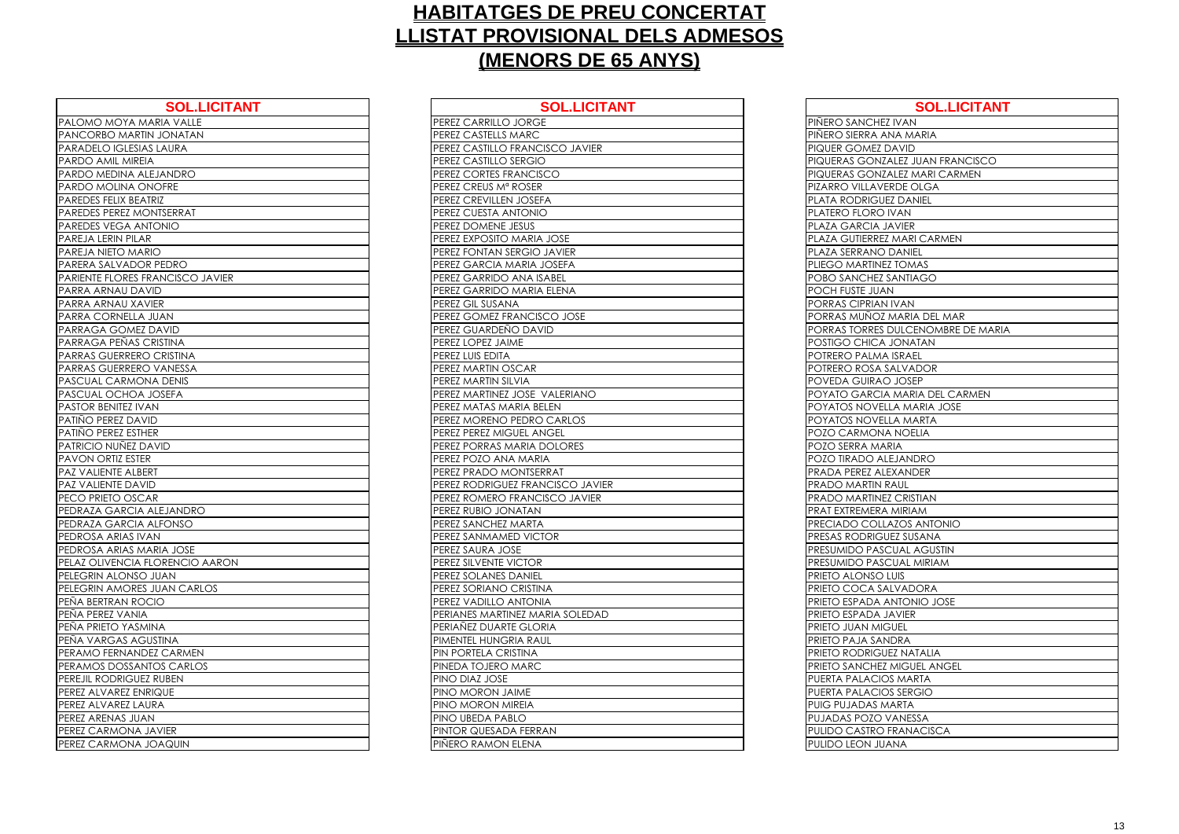# HABITATGES DE PREU CONCERTAT
# LLISTAT PROVISIONAL DELS ADMESOS
# (MENORS DE 65 ANYS)

| SOL.LICITANT |
|---|
| PALOMO MOYA MARIA VALLE |
| PANCORBO MARTIN JONATAN |
| PARADELO IGLESIAS LAURA |
| PARDO AMIL MIREIA |
| PARDO MEDINA ALEJANDRO |
| PARDO MOLINA ONOFRE |
| PAREDES FELIX BEATRIZ |
| PAREDES PEREZ MONTSERRAT |
| PAREDES VEGA ANTONIO |
| PAREJA LERIN PILAR |
| PAREJA NIETO MARIO |
| PARERA SALVADOR PEDRO |
| PARIENTE FLORES FRANCISCO JAVIER |
| PARRA ARNAU DAVID |
| PARRA ARNAU XAVIER |
| PARRA CORNELLA JUAN |
| PARRAGA GOMEZ DAVID |
| PARRAGA PEÑAS CRISTINA |
| PARRAS GUERRERO CRISTINA |
| PARRAS GUERRERO VANESSA |
| PASCUAL CARMONA DENIS |
| PASCUAL OCHOA JOSEFA |
| PASTOR BENITEZ IVAN |
| PATIÑO PEREZ DAVID |
| PATIÑO PEREZ ESTHER |
| PATRICIO NUÑEZ DAVID |
| PAVON ORTIZ ESTER |
| PAZ VALIENTE ALBERT |
| PAZ VALIENTE DAVID |
| PECO PRIETO OSCAR |
| PEDRAZA GARCIA ALEJANDRO |
| PEDRAZA GARCIA ALFONSO |
| PEDROSA ARIAS IVAN |
| PEDROSA ARIAS MARIA JOSE |
| PELAZ OLIVENCIA FLORENCIO AARON |
| PELEGRIN ALONSO JUAN |
| PELEGRIN AMORES JUAN CARLOS |
| PEÑA BERTRAN ROCIO |
| PEÑA PEREZ VANIA |
| PEÑA PRIETO YASMINA |
| PEÑA VARGAS AGUSTINA |
| PERAMO FERNANDEZ CARMEN |
| PERAMOS DOSSANTOS CARLOS |
| PEREJIL RODRIGUEZ RUBEN |
| PEREZ ALVAREZ ENRIQUE |
| PEREZ ALVAREZ LAURA |
| PEREZ ARENAS JUAN |
| PEREZ CARMONA JAVIER |
| PEREZ CARMONA JOAQUIN |

| SOL.LICITANT |
|---|
| PEREZ CARRILLO JORGE |
| PEREZ CASTELLS MARC |
| PEREZ CASTILLO FRANCISCO JAVIER |
| PEREZ CASTILLO SERGIO |
| PEREZ CORTES FRANCISCO |
| PEREZ CREUS Mª ROSER |
| PEREZ CREVILLEN JOSEFA |
| PEREZ CUESTA ANTONIO |
| PEREZ DOMENE JESUS |
| PEREZ EXPOSITO MARIA JOSE |
| PEREZ FONTAN SERGIO JAVIER |
| PEREZ GARCIA MARIA JOSEFA |
| PEREZ GARRIDO ANA ISABEL |
| PEREZ GARRIDO MARIA ELENA |
| PEREZ GIL SUSANA |
| PEREZ GOMEZ FRANCISCO JOSE |
| PEREZ GUARDEÑO DAVID |
| PEREZ LOPEZ JAIME |
| PEREZ LUIS EDITA |
| PEREZ MARTIN OSCAR |
| PEREZ MARTIN SILVIA |
| PEREZ MARTINEZ JOSE VALERIANO |
| PEREZ MATAS MARIA BELEN |
| PEREZ MORENO PEDRO CARLOS |
| PEREZ PEREZ MIGUEL ANGEL |
| PEREZ PORRAS MARIA DOLORES |
| PEREZ POZO ANA MARIA |
| PEREZ PRADO MONTSERRAT |
| PEREZ RODRIGUEZ FRANCISCO JAVIER |
| PEREZ ROMERO FRANCISCO JAVIER |
| PEREZ RUBIO JONATAN |
| PEREZ SANCHEZ MARTA |
| PEREZ SANMAMED VICTOR |
| PEREZ SAURA JOSE |
| PEREZ SILVENTE VICTOR |
| PEREZ SOLANES DANIEL |
| PEREZ SORIANO CRISTINA |
| PEREZ VADILLO ANTONIA |
| PERIANES MARTINEZ MARIA SOLEDAD |
| PERIAÑEZ DUARTE GLORIA |
| PIMENTEL HUNGRIA RAUL |
| PIN PORTELA CRISTINA |
| PINEDA TOJERO MARC |
| PINO DIAZ JOSE |
| PINO MORON JAIME |
| PINO MORON MIREIA |
| PINO UBEDA PABLO |
| PINTOR QUESADA FERRAN |
| PIÑERO RAMON ELENA |

| SOL.LICITANT |
|---|
| PIÑERO SANCHEZ IVAN |
| PIÑERO SIERRA ANA MARIA |
| PIQUER GOMEZ DAVID |
| PIQUERAS GONZALEZ JUAN FRANCISCO |
| PIQUERAS GONZALEZ MARI CARMEN |
| PIZARRO VILLAVERDE OLGA |
| PLATA RODRIGUEZ DANIEL |
| PLATERO FLORO IVAN |
| PLAZA GARCIA JAVIER |
| PLAZA GUTIERREZ MARI CARMEN |
| PLAZA SERRANO DANIEL |
| PLIEGO MARTINEZ TOMAS |
| POBO SANCHEZ SANTIAGO |
| POCH FUSTE JUAN |
| PORRAS CIPRIAN IVAN |
| PORRAS MUÑOZ MARIA DEL MAR |
| PORRAS TORRES DULCENOMBRE DE MARIA |
| POSTIGO CHICA JONATAN |
| POTRERO PALMA ISRAEL |
| POTRERO ROSA SALVADOR |
| POVEDA GUIRAO JOSEP |
| POYATO GARCIA MARIA DEL CARMEN |
| POYATOS NOVELLA MARIA JOSE |
| POYATOS NOVELLA MARTA |
| POZO CARMONA NOELIA |
| POZO SERRA MARIA |
| POZO TIRADO ALEJANDRO |
| PRADA PEREZ ALEXANDER |
| PRADO MARTIN RAUL |
| PRADO MARTINEZ CRISTIAN |
| PRAT EXTREMERA MIRIAM |
| PRECIADO COLLAZOS ANTONIO |
| PRESAS RODRIGUEZ SUSANA |
| PRESUMIDO PASCUAL AGUSTIN |
| PRESUMIDO PASCUAL MIRIAM |
| PRIETO ALONSO LUIS |
| PRIETO COCA SALVADORA |
| PRIETO ESPADA ANTONIO JOSE |
| PRIETO ESPADA JAVIER |
| PRIETO JUAN MIGUEL |
| PRIETO PAJA SANDRA |
| PRIETO RODRIGUEZ NATALIA |
| PRIETO SANCHEZ MIGUEL ANGEL |
| PUERTA PALACIOS MARTA |
| PUERTA PALACIOS SERGIO |
| PUIG PUJADAS MARTA |
| PUJADAS POZO VANESSA |
| PULIDO CASTRO FRANACISCA |
| PULIDO LEON JUANA |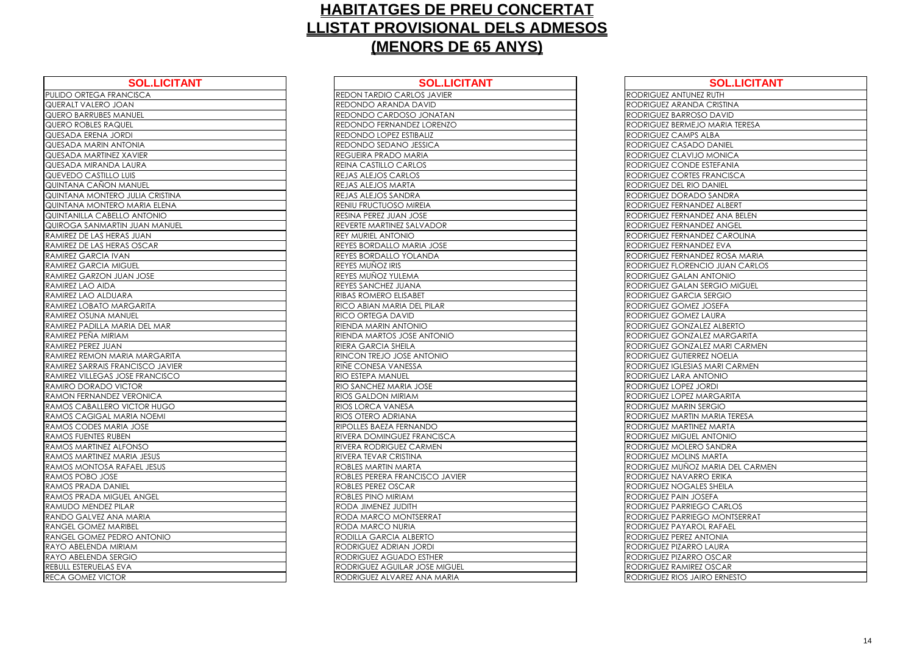# HABITATGES DE PREU CONCERTAT

# LLISTAT PROVISIONAL DELS ADMESOS

# (MENORS DE 65 ANYS)

| SOL.LICITANT |
|---|
| PULIDO ORTEGA FRANCISCA |
| QUERALT VALERO JOAN |
| QUERO BARRUBES MANUEL |
| QUERO ROBLES RAQUEL |
| QUESADA ERENA JORDI |
| QUESADA MARIN ANTONIA |
| QUESADA MARTINEZ XAVIER |
| QUESADA MIRANDA LAURA |
| QUEVEDO CASTILLO LUIS |
| QUINTANA CAÑON MANUEL |
| QUINTANA MONTERO JULIA CRISTINA |
| QUINTANA MONTERO MARIA ELENA |
| QUINTANILLA CABELLO ANTONIO |
| QUIROGA SANMARTIN JUAN MANUEL |
| RAMIREZ DE LAS HERAS JUAN |
| RAMIREZ DE LAS HERAS OSCAR |
| RAMIREZ GARCIA IVAN |
| RAMIREZ GARCIA MIGUEL |
| RAMIREZ GARZON JUAN JOSE |
| RAMIREZ LAO AIDA |
| RAMIREZ LAO ALDUARA |
| RAMIREZ LOBATO MARGARITA |
| RAMIREZ OSUNA MANUEL |
| RAMIREZ PADILLA MARIA DEL MAR |
| RAMIREZ PEÑA MIRIAM |
| RAMIREZ PEREZ JUAN |
| RAMIREZ REMON MARIA MARGARITA |
| RAMIREZ SARRAIS FRANCISCO JAVIER |
| RAMIREZ VILLEGAS JOSE FRANCISCO |
| RAMIRO DORADO VICTOR |
| RAMON FERNANDEZ VERONICA |
| RAMOS CABALLERO VICTOR HUGO |
| RAMOS CAGIGAL MARIA NOEMI |
| RAMOS CODES MARIA JOSE |
| RAMOS FUENTES RUBEN |
| RAMOS MARTINEZ ALFONSO |
| RAMOS MARTINEZ MARIA JESUS |
| RAMOS MONTOSA RAFAEL JESUS |
| RAMOS POBO JOSE |
| RAMOS PRADA DANIEL |
| RAMOS PRADA MIGUEL ANGEL |
| RAMUDO MENDEZ PILAR |
| RANDO GALVEZ ANA MARIA |
| RANGEL GOMEZ MARIBEL |
| RANGEL GOMEZ PEDRO ANTONIO |
| RAYO ABELENDA MIRIAM |
| RAYO ABELENDA SERGIO |
| REBULL ESTERUELAS EVA |
| RECA GOMEZ VICTOR |

| SOL.LICITANT |
|---|
| REDON TARDIO CARLOS JAVIER |
| REDONDO ARANDA DAVID |
| REDONDO CARDOSO JONATAN |
| REDONDO FERNANDEZ LORENZO |
| REDONDO LOPEZ ESTIBALIZ |
| REDONDO SEDANO JESSICA |
| REGUEIRA PRADO MARIA |
| REINA CASTILLO CARLOS |
| REJAS ALEJOS CARLOS |
| REJAS ALEJOS MARTA |
| REJAS ALEJOS SANDRA |
| RENIU FRUCTUOSO MIREIA |
| RESINA PEREZ JUAN JOSE |
| REVERTE MARTINEZ SALVADOR |
| REY MURIEL ANTONIO |
| REYES BORDALLO MARIA JOSE |
| REYES BORDALLO YOLANDA |
| REYES MUÑOZ IRIS |
| REYES MUÑOZ YULEMA |
| REYES SANCHEZ JUANA |
| RIBAS ROMERO ELISABET |
| RICO ABIAN MARIA DEL PILAR |
| RICO ORTEGA DAVID |
| RIENDA MARIN ANTONIO |
| RIENDA MARTOS JOSE ANTONIO |
| RIERA GARCIA SHEILA |
| RINCON TREJO JOSE ANTONIO |
| RIÑE CONESA VANESSA |
| RIO ESTEPA MANUEL |
| RIO SANCHEZ MARIA JOSE |
| RIOS GALDON MIRIAM |
| RIOS LORCA VANESA |
| RIOS OTERO ADRIANA |
| RIPOLLES BAEZA FERNANDO |
| RIVERA DOMINGUEZ FRANCISCA |
| RIVERA RODRIGUEZ CARMEN |
| RIVERA TEVAR CRISTINA |
| ROBLES MARTIN MARTA |
| ROBLES PERERA FRANCISCO JAVIER |
| ROBLES PEREZ OSCAR |
| ROBLES PINO MIRIAM |
| RODA JIMENEZ JUDITH |
| RODA MARCO MONTSERRAT |
| RODA MARCO NURIA |
| RODILLA GARCIA ALBERTO |
| RODRIGUEZ ADRIAN JORDI |
| RODRIGUEZ AGUADO ESTHER |
| RODRIGUEZ AGUILAR JOSE MIGUEL |
| RODRIGUEZ ALVAREZ ANA MARIA |

| SOL.LICITANT |
|---|
| RODRIGUEZ ANTUNEZ RUTH |
| RODRIGUEZ ARANDA CRISTINA |
| RODRIGUEZ BARROSO DAVID |
| RODRIGUEZ BERMEJO MARIA TERESA |
| RODRIGUEZ CAMPS ALBA |
| RODRIGUEZ CASADO DANIEL |
| RODRIGUEZ CLAVIJO MONICA |
| RODRIGUEZ CONDE ESTEFANIA |
| RODRIGUEZ CORTES FRANCISCA |
| RODRIGUEZ DEL RIO DANIEL |
| RODRIGUEZ DORADO SANDRA |
| RODRIGUEZ FERNANDEZ ALBERT |
| RODRIGUEZ FERNANDEZ ANA BELEN |
| RODRIGUEZ FERNANDEZ ANGEL |
| RODRIGUEZ FERNANDEZ CAROLINA |
| RODRIGUEZ FERNANDEZ EVA |
| RODRIGUEZ FERNANDEZ ROSA MARIA |
| RODRIGUEZ FLORENCIO JUAN CARLOS |
| RODRIGUEZ GALAN ANTONIO |
| RODRIGUEZ GALAN SERGIO MIGUEL |
| RODRIGUEZ GARCIA SERGIO |
| RODRIGUEZ GOMEZ JOSEFA |
| RODRIGUEZ GOMEZ LAURA |
| RODRIGUEZ GONZALEZ ALBERTO |
| RODRIGUEZ GONZALEZ MARGARITA |
| RODRIGUEZ GONZALEZ MARI CARMEN |
| RODRIGUEZ GUTIERREZ NOELIA |
| RODRIGUEZ IGLESIAS MARI CARMEN |
| RODRIGUEZ LARA ANTONIO |
| RODRIGUEZ LOPEZ JORDI |
| RODRIGUEZ LOPEZ MARGARITA |
| RODRIGUEZ MARIN SERGIO |
| RODRIGUEZ MARTIN MARIA TERESA |
| RODRIGUEZ MARTINEZ MARTA |
| RODRIGUEZ MIGUEL ANTONIO |
| RODRIGUEZ MOLERO SANDRA |
| RODRIGUEZ MOLINS MARTA |
| RODRIGUEZ MUÑOZ MARIA DEL CARMEN |
| RODRIGUEZ NAVARRO ERIKA |
| RODRIGUEZ NOGALES SHEILA |
| RODRIGUEZ PAIN JOSEFA |
| RODRIGUEZ PARRIEGO CARLOS |
| RODRIGUEZ PARRIEGO MONTSERRAT |
| RODRIGUEZ PAYAROL RAFAEL |
| RODRIGUEZ PEREZ ANTONIA |
| RODRIGUEZ PIZARRO LAURA |
| RODRIGUEZ PIZARRO OSCAR |
| RODRIGUEZ RAMIREZ OSCAR |
| RODRIGUEZ RIOS JAIRO ERNESTO |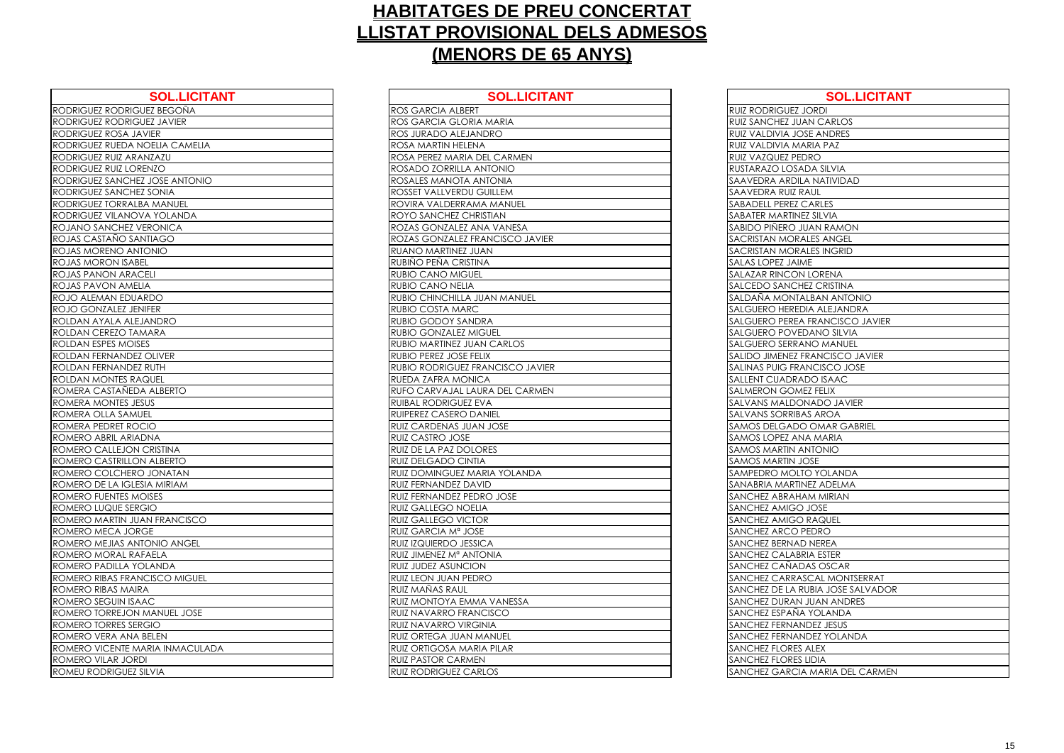# HABITATGES DE PREU CONCERTAT
# LLISTAT PROVISIONAL DELS ADMESOS
# (MENORS DE 65 ANYS)

| SOL.LICITANT |
|---|
| RODRIGUEZ RODRIGUEZ BEGOÑA |
| RODRIGUEZ RODRIGUEZ JAVIER |
| RODRIGUEZ ROSA JAVIER |
| RODRIGUEZ RUEDA NOELIA CAMELIA |
| RODRIGUEZ RUIZ ARANZAZU |
| RODRIGUEZ RUIZ LORENZO |
| RODRIGUEZ SANCHEZ JOSE ANTONIO |
| RODRIGUEZ SANCHEZ SONIA |
| RODRIGUEZ TORRALBA MANUEL |
| RODRIGUEZ VILANOVA YOLANDA |
| ROJANO SANCHEZ VERONICA |
| ROJAS CASTAÑO SANTIAGO |
| ROJAS MORENO ANTONIO |
| ROJAS MORON ISABEL |
| ROJAS PANON ARACELI |
| ROJAS PAVON AMELIA |
| ROJO ALEMAN EDUARDO |
| ROJO GONZALEZ JENIFER |
| ROLDAN AYALA ALEJANDRO |
| ROLDAN CEREZO TAMARA |
| ROLDAN ESPES MOISES |
| ROLDAN FERNANDEZ OLIVER |
| ROLDAN FERNANDEZ RUTH |
| ROLDAN MONTES RAQUEL |
| ROMERA CASTAÑEDA ALBERTO |
| ROMERA MONTES JESUS |
| ROMERA OLLA SAMUEL |
| ROMERA PEDRET ROCIO |
| ROMERO ABRIL ARIADNA |
| ROMERO CALLEJON CRISTINA |
| ROMERO CASTRILLON ALBERTO |
| ROMERO COLCHERO JONATAN |
| ROMERO DE LA IGLESIA MIRIAM |
| ROMERO FUENTES MOISES |
| ROMERO LUQUE SERGIO |
| ROMERO MARTIN JUAN FRANCISCO |
| ROMERO MECA JORGE |
| ROMERO MEJIAS ANTONIO ANGEL |
| ROMERO MORAL RAFAELA |
| ROMERO PADILLA YOLANDA |
| ROMERO RIBAS FRANCISCO MIGUEL |
| ROMERO RIBAS MAIRA |
| ROMERO SEGUIN ISAAC |
| ROMERO TORREJON MANUEL JOSE |
| ROMERO TORRES SERGIO |
| ROMERO VERA ANA BELEN |
| ROMERO VICENTE MARIA INMACULADA |
| ROMERO VILAR JORDI |
| ROMEU RODRIGUEZ SILVIA |

| SOL.LICITANT |
|---|
| ROS GARCIA ALBERT |
| ROS GARCIA GLORIA MARIA |
| ROS JURADO ALEJANDRO |
| ROSA MARTIN HELENA |
| ROSA PEREZ MARIA DEL CARMEN |
| ROSADO ZORRILLA ANTONIO |
| ROSALES MANOTA ANTONIA |
| ROSSET VALLVERDU GUILLEM |
| ROVIRA VALDERRAMA MANUEL |
| ROYO SANCHEZ CHRISTIAN |
| ROZAS GONZALEZ ANA VANESA |
| ROZAS GONZALEZ FRANCISCO JAVIER |
| RUANO MARTINEZ JUAN |
| RUBIÑO PEÑA CRISTINA |
| RUBIO CANO MIGUEL |
| RUBIO CANO NELIA |
| RUBIO CHINCHILLA JUAN MANUEL |
| RUBIO COSTA MARC |
| RUBIO GODOY SANDRA |
| RUBIO GONZALEZ MIGUEL |
| RUBIO MARTINEZ JUAN CARLOS |
| RUBIO PEREZ JOSE FELIX |
| RUBIO RODRIGUEZ FRANCISCO JAVIER |
| RUEDA ZAFRA MONICA |
| RUFO CARVAJAL LAURA DEL CARMEN |
| RUIBAL RODRIGUEZ EVA |
| RUIPEREZ CASERO DANIEL |
| RUIZ CARDENAS JUAN JOSE |
| RUIZ CASTRO JOSE |
| RUIZ DE LA PAZ DOLORES |
| RUIZ DELGADO CINTIA |
| RUIZ DOMINGUEZ MARIA YOLANDA |
| RUIZ FERNANDEZ DAVID |
| RUIZ FERNANDEZ PEDRO JOSE |
| RUIZ GALLEGO NOELIA |
| RUIZ GALLEGO VICTOR |
| RUIZ GARCIA Mª JOSE |
| RUIZ IZQUIERDO JESSICA |
| RUIZ JIMENEZ Mª ANTONIA |
| RUIZ JUDEZ ASUNCION |
| RUIZ LEON JUAN PEDRO |
| RUIZ MAÑAS RAUL |
| RUIZ MONTOYA EMMA VANESSA |
| RUIZ NAVARRO FRANCISCO |
| RUIZ NAVARRO VIRGINIA |
| RUIZ ORTEGA JUAN MANUEL |
| RUIZ ORTIGOSA MARIA PILAR |
| RUIZ PASTOR CARMEN |
| RUIZ RODRIGUEZ CARLOS |

| SOL.LICITANT |
|---|
| RUIZ RODRIGUEZ JORDI |
| RUIZ SANCHEZ JUAN CARLOS |
| RUIZ VALDIVIA JOSE ANDRES |
| RUIZ VALDIVIA MARIA PAZ |
| RUIZ VAZQUEZ PEDRO |
| RUSTARAZO LOSADA SILVIA |
| SAAVEDRA ARDILA NATIVIDAD |
| SAAVEDRA RUIZ RAUL |
| SABADELL PEREZ CARLES |
| SABATER MARTINEZ SILVIA |
| SABIDO PIÑERO JUAN RAMON |
| SACRISTAN MORALES ANGEL |
| SACRISTAN MORALES INGRID |
| SALAS LOPEZ JAIME |
| SALAZAR RINCON LORENA |
| SALCEDO SANCHEZ CRISTINA |
| SALDAÑA MONTALBAN ANTONIO |
| SALGUERO HEREDIA ALEJANDRA |
| SALGUERO PEREA FRANCISCO JAVIER |
| SALGUERO POVEDANO SILVIA |
| SALGUERO SERRANO MANUEL |
| SALIDO JIMENEZ FRANCISCO JAVIER |
| SALINAS PUIG FRANCISCO JOSE |
| SALLENT CUADRADO ISAAC |
| SALMERON GOMEZ FELIX |
| SALVANS MALDONADO JAVIER |
| SALVANS SORRIBAS AROA |
| SAMOS DELGADO OMAR GABRIEL |
| SAMOS LOPEZ ANA MARIA |
| SAMOS MARTIN ANTONIO |
| SAMOS MARTIN JOSE |
| SAMPEDRO MOLTO YOLANDA |
| SANABRIA MARTINEZ ADELMA |
| SANCHEZ ABRAHAM MIRIAN |
| SANCHEZ AMIGO JOSE |
| SANCHEZ AMIGO RAQUEL |
| SANCHEZ ARCO PEDRO |
| SANCHEZ BERNAD NEREA |
| SANCHEZ CALABRIA ESTER |
| SANCHEZ CAÑADAS OSCAR |
| SANCHEZ CARRASCAL MONTSERRAT |
| SANCHEZ DE LA RUBIA JOSE SALVADOR |
| SANCHEZ DURAN JUAN ANDRES |
| SANCHEZ ESPAÑA YOLANDA |
| SANCHEZ FERNANDEZ JESUS |
| SANCHEZ FERNANDEZ YOLANDA |
| SANCHEZ FLORES ALEX |
| SANCHEZ FLORES LIDIA |
| SANCHEZ GARCIA MARIA DEL CARMEN |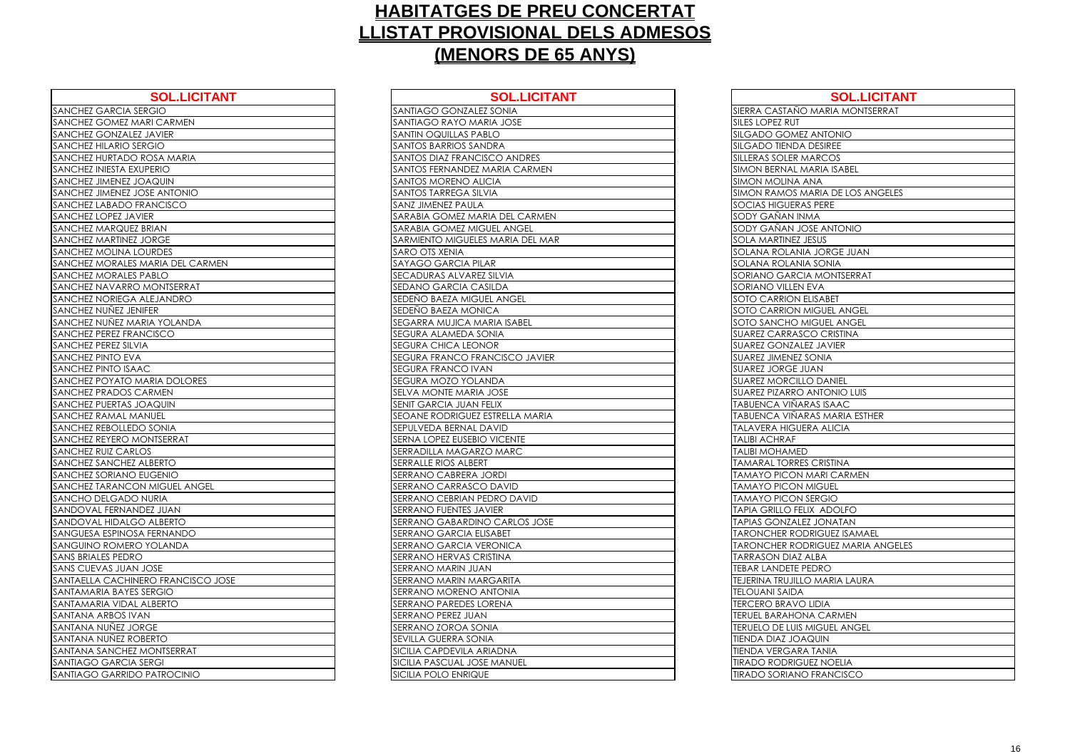# HABITATGES DE PREU CONCERTAT
# LLISTAT PROVISIONAL DELS ADMESOS
# (MENORS DE 65 ANYS)

| SOL.LICITANT |
|---|
| SANCHEZ GARCIA SERGIO |
| SANCHEZ GOMEZ MARI CARMEN |
| SANCHEZ GONZALEZ JAVIER |
| SANCHEZ HILARIO SERGIO |
| SANCHEZ HURTADO ROSA MARIA |
| SANCHEZ INIESTA EXUPERIO |
| SANCHEZ JIMENEZ JOAQUIN |
| SANCHEZ JIMENEZ JOSE ANTONIO |
| SANCHEZ LABADO FRANCISCO |
| SANCHEZ LOPEZ JAVIER |
| SANCHEZ MARQUEZ BRIAN |
| SANCHEZ MARTINEZ JORGE |
| SANCHEZ MOLINA LOURDES |
| SANCHEZ MORALES MARIA DEL CARMEN |
| SANCHEZ MORALES PABLO |
| SANCHEZ NAVARRO MONTSERRAT |
| SANCHEZ NORIEGA ALEJANDRO |
| SANCHEZ NUÑEZ JENIFER |
| SANCHEZ NUÑEZ MARIA YOLANDA |
| SANCHEZ PEREZ FRANCISCO |
| SANCHEZ PEREZ SILVIA |
| SANCHEZ PINTO EVA |
| SANCHEZ PINTO ISAAC |
| SANCHEZ POYATO MARIA DOLORES |
| SANCHEZ PRADOS CARMEN |
| SANCHEZ PUERTAS JOAQUIN |
| SANCHEZ RAMAL MANUEL |
| SANCHEZ REBOLLEDO SONIA |
| SANCHEZ REYERO MONTSERRAT |
| SANCHEZ RUIZ CARLOS |
| SANCHEZ SANCHEZ ALBERTO |
| SANCHEZ SORIANO EUGENIO |
| SANCHEZ TARANCON MIGUEL ANGEL |
| SANCHO DELGADO NURIA |
| SANDOVAL FERNANDEZ JUAN |
| SANDOVAL HIDALGO ALBERTO |
| SANGUESA ESPINOSA FERNANDO |
| SANGUINO ROMERO YOLANDA |
| SANS BRIALES PEDRO |
| SANS CUEVAS JUAN JOSE |
| SANTAELLA CACHINERO FRANCISCO JOSE |
| SANTAMARIA BAYES SERGIO |
| SANTAMARIA VIDAL ALBERTO |
| SANTANA ARBOS IVAN |
| SANTANA NUÑEZ JORGE |
| SANTANA NUÑEZ ROBERTO |
| SANTANA SANCHEZ MONTSERRAT |
| SANTIAGO GARCIA SERGI |
| SANTIAGO GARRIDO PATROCINIO |

| SOL.LICITANT |
|---|
| SANTIAGO GONZALEZ SONIA |
| SANTIAGO RAYO MARIA JOSE |
| SANTIN OQUILLAS PABLO |
| SANTOS BARRIOS SANDRA |
| SANTOS DIAZ FRANCISCO ANDRES |
| SANTOS FERNANDEZ MARIA CARMEN |
| SANTOS MORENO ALICIA |
| SANTOS TARREGA SILVIA |
| SANZ JIMENEZ PAULA |
| SARABIA GOMEZ MARIA DEL CARMEN |
| SARABIA GOMEZ MIGUEL ANGEL |
| SARMIENTO MIGUELES MARIA DEL MAR |
| SARO OTS XENIA |
| SAYAGO GARCIA PILAR |
| SECADURAS ALVAREZ SILVIA |
| SEDANO GARCIA CASILDA |
| SEDEÑO BAEZA MIGUEL ANGEL |
| SEDEÑO BAEZA MONICA |
| SEGARRA MUJICA MARIA ISABEL |
| SEGURA ALAMEDA SONIA |
| SEGURA CHICA LEONOR |
| SEGURA FRANCO FRANCISCO JAVIER |
| SEGURA FRANCO IVAN |
| SEGURA MOZO YOLANDA |
| SELVA MONTE MARIA JOSE |
| SENIT GARCIA JUAN FELIX |
| SEOANE RODRIGUEZ ESTRELLA MARIA |
| SEPULVEDA BERNAL DAVID |
| SERNA LOPEZ EUSEBIO VICENTE |
| SERRADILLA MAGARZO MARC |
| SERRALLE RIOS ALBERT |
| SERRANO CABRERA JORDI |
| SERRANO CARRASCO DAVID |
| SERRANO CEBRIAN PEDRO DAVID |
| SERRANO FUENTES JAVIER |
| SERRANO GABARDINO CARLOS JOSE |
| SERRANO GARCIA ELISABET |
| SERRANO GARCIA VERONICA |
| SERRANO HERVAS CRISTINA |
| SERRANO MARIN JUAN |
| SERRANO MARIN MARGARITA |
| SERRANO MORENO ANTONIA |
| SERRANO PAREDES LORENA |
| SERRANO PEREZ JUAN |
| SERRANO ZOROA SONIA |
| SEVILLA GUERRA SONIA |
| SICILIA CAPDEVILA ARIADNA |
| SICILIA PASCUAL JOSE MANUEL |
| SICILIA POLO ENRIQUE |

| SOL.LICITANT |
|---|
| SIERRA CASTAÑO MARIA MONTSERRAT |
| SILES LOPEZ RUT |
| SILGADO GOMEZ ANTONIO |
| SILGADO TIENDA DESIREE |
| SILLERAS SOLER MARCOS |
| SIMON BERNAL MARIA ISABEL |
| SIMON MOLINA ANA |
| SIMON RAMOS MARIA DE LOS ANGELES |
| SOCIAS HIGUERAS PERE |
| SODY GAÑAN INMA |
| SODY GAÑAN JOSE ANTONIO |
| SOLA MARTINEZ JESUS |
| SOLANA ROLANIA JORGE JUAN |
| SOLANA ROLANIA SONIA |
| SORIANO GARCIA MONTSERRAT |
| SORIANO VILLEN EVA |
| SOTO CARRION ELISABET |
| SOTO CARRION MIGUEL ANGEL |
| SOTO SANCHO MIGUEL ANGEL |
| SUAREZ CARRASCO CRISTINA |
| SUAREZ GONZALEZ JAVIER |
| SUAREZ JIMENEZ SONIA |
| SUAREZ JORGE JUAN |
| SUAREZ MORCILLO DANIEL |
| SUAREZ PIZARRO ANTONIO LUIS |
| TABUENCA VIÑARAS ISAAC |
| TABUENCA VIÑARAS MARIA ESTHER |
| TALAVERA HIGUERA ALICIA |
| TALIBI ACHRAF |
| TALIBI MOHAMED |
| TAMARAL TORRES CRISTINA |
| TAMAYO PICON MARI CARMEN |
| TAMAYO PICON MIGUEL |
| TAMAYO PICON SERGIO |
| TAPIA GRILLO FELIX ADOLFO |
| TAPIAS GONZALEZ JONATAN |
| TARONCHER RODRIGUEZ ISAMAEL |
| TARONCHER RODRIGUEZ MARIA ANGELES |
| TARRASON DIAZ ALBA |
| TEBAR LANDETE PEDRO |
| TEJERINA TRUJILLO MARIA LAURA |
| TELOUANI SAIDA |
| TERCERO BRAVO LIDIA |
| TERUEL BARAHONA CARMEN |
| TERUELO DE LUIS MIGUEL ANGEL |
| TIENDA DIAZ JOAQUIN |
| TIENDA VERGARA TANIA |
| TIRADO RODRIGUEZ NOELIA |
| TIRADO SORIANO FRANCISCO |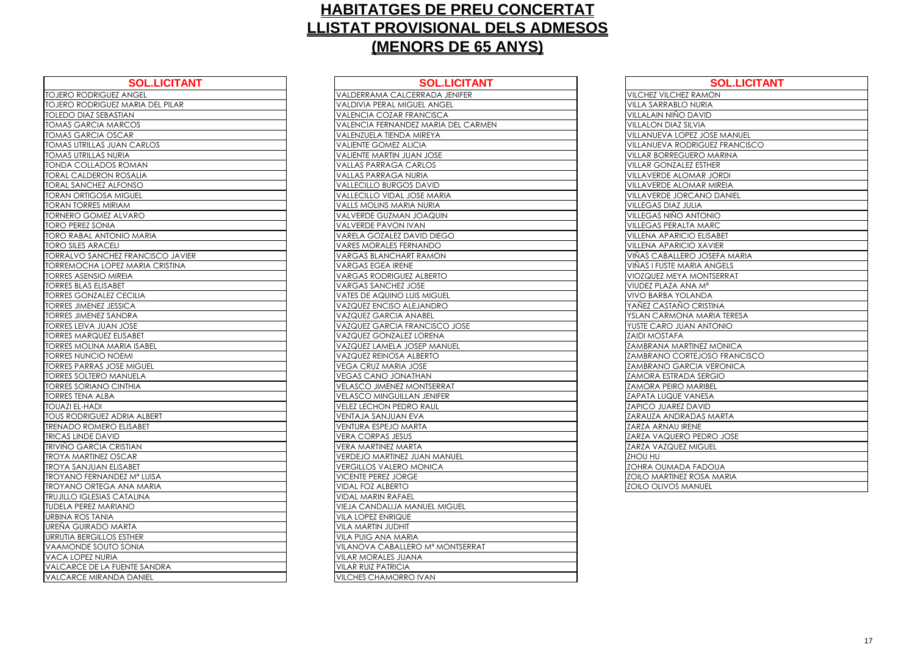# HABITATGES DE PREU CONCERTAT
# LLISTAT PROVISIONAL DELS ADMESOS
# (MENORS DE 65 ANYS)

| SOL.LICITANT |
|---|
| TOJERO RODRIGUEZ ANGEL |
| TOJERO RODRIGUEZ MARIA DEL PILAR |
| TOLEDO DIAZ SEBASTIAN |
| TOMAS GARCIA MARCOS |
| TOMAS GARCIA OSCAR |
| TOMAS UTRILLAS JUAN CARLOS |
| TOMAS UTRILLAS NURIA |
| TONDA COLLADOS ROMAN |
| TORAL CALDERON ROSALIA |
| TORAL SANCHEZ ALFONSO |
| TORAN ORTIGOSA MIGUEL |
| TORAN TORRES MIRIAM |
| TORNERO GOMEZ ALVARO |
| TORO PEREZ SONIA |
| TORO RABAL ANTONIO MARIA |
| TORO SILES ARACELI |
| TORRALVO SANCHEZ FRANCISCO JAVIER |
| TORREMOCHA LOPEZ MARIA CRISTINA |
| TORRES ASENSIO MIREIA |
| TORRES BLAS ELISABET |
| TORRES GONZALEZ CECILIA |
| TORRES JIMENEZ JESSICA |
| TORRES JIMENEZ SANDRA |
| TORRES LEIVA JUAN JOSE |
| TORRES MARQUEZ ELISABET |
| TORRES MOLINA MARIA ISABEL |
| TORRES NUNCIO NOEMI |
| TORRES PARRAS JOSE MIGUEL |
| TORRES SOLTERO MANUELA |
| TORRES SORIANO CINTHIA |
| TORRES TENA ALBA |
| TOUAZI EL-HADI |
| TOUS RODRIGUEZ ADRIA ALBERT |
| TRENADO ROMERO ELISABET |
| TRICAS LINDE DAVID |
| TRIVIÑO GARCIA CRISTIAN |
| TROYA MARTINEZ OSCAR |
| TROYA SANJUAN ELISABET |
| TROYANO FERNANDEZ Mª LUISA |
| TROYANO ORTEGA ANA MARIA |
| TRUJILLO IGLESIAS CATALINA |
| TUDELA PEREZ MARIANO |
| URBINA ROS TANIA |
| UREÑA GUIRADO MARTA |
| URRUTIA BERGILLOS ESTHER |
| VAAMONDE SOUTO SONIA |
| VACA LOPEZ NURIA |
| VALCARCE DE LA FUENTE SANDRA |
| VALCARCE MIRANDA DANIEL |
| VALDERRAMA CALCERRADA JENIFER |
| VALDIVIA PERAL MIGUEL ANGEL |
| VALENCIA COZAR FRANCISCA |
| VALENCIA FERNANDEZ MARIA DEL CARMEN |
| VALENZUELA TIENDA MIREYA |
| VALIENTE GOMEZ ALICIA |
| VALIENTE MARTIN JUAN JOSE |
| VALLAS PARRAGA CARLOS |
| VALLAS PARRAGA NURIA |
| VALLECILLO BURGOS DAVID |
| VALLECILLO VIDAL JOSE MARIA |
| VALLS MOLINS MARIA NURIA |
| VALVERDE GUZMAN JOAQUIN |
| VALVERDE PAVON IVAN |
| VARELA GOZALEZ DAVID DIEGO |
| VARES MORALES FERNANDO |
| VARGAS BLANCHART RAMON |
| VARGAS EGEA IRENE |
| VARGAS RODRIGUEZ ALBERTO |
| VARGAS SANCHEZ JOSE |
| VATES DE AQUINO LUIS MIGUEL |
| VAZQUEZ ENCISO ALEJANDRO |
| VAZQUEZ GARCIA ANABEL |
| VAZQUEZ GARCIA FRANCISCO JOSE |
| VAZQUEZ GONZALEZ LORENA |
| VAZQUEZ LAMELA JOSEP MANUEL |
| VAZQUEZ REINOSA ALBERTO |
| VEGA CRUZ MARIA JOSE |
| VEGAS CANO JONATHAN |
| VELASCO JIMENEZ MONTSERRAT |
| VELASCO MINGUILLAN JENIFER |
| VELEZ LECHON PEDRO RAUL |
| VENTAJA SANJUAN EVA |
| VENTURA ESPEJO MARTA |
| VERA CORPAS JESUS |
| VERA MARTINEZ MARTA |
| VERDEJO MARTINEZ JUAN MANUEL |
| VERGILLOS VALERO MONICA |
| VICENTE PEREZ JORGE |
| VIDAL FOZ ALBERTO |
| VIDAL MARIN RAFAEL |
| VIEJA CANDALIJA MANUEL MIGUEL |
| VILA LOPEZ ENRIQUE |
| VILA MARTIN JUDHIT |
| VILA PUIG ANA MARIA |
| VILANOVA CABALLERO Mª MONTSERRAT |
| VILAR MORALES JUANA |
| VILAR RUIZ PATRICIA |
| VILCHES CHAMORRO IVAN |
| VILCHEZ VILCHEZ RAMON |
| VILLA SARRABLO NURIA |
| VILLALAIN NIÑO DAVID |
| VILLALON DIAZ SILVIA |
| VILLANUEVA LOPEZ JOSE MANUEL |
| VILLANUEVA RODRIGUEZ FRANCISCO |
| VILLAR BORREGUERO MARINA |
| VILLAR GONZALEZ ESTHER |
| VILLAVERDE ALOMAR JORDI |
| VILLAVERDE ALOMAR MIREIA |
| VILLAVERDE JORCANO DANIEL |
| VILLEGAS DIAZ JULIA |
| VILLEGAS NIÑO ANTONIO |
| VILLEGAS PERALTA MARC |
| VILLENA APARICIO ELISABET |
| VILLENA APARICIO XAVIER |
| VIÑAS CABALLERO JOSEFA MARIA |
| VIÑAS I FUSTE MARIA ANGELS |
| VIOZQUEZ MEYA MONTSERRAT |
| VIUDEZ PLAZA ANA Mª |
| VIVO BARBA YOLANDA |
| YAÑEZ CASTAÑO CRISTINA |
| YSLAN CARMONA MARIA TERESA |
| YUSTE CARO JUAN ANTONIO |
| ZAIDI MOSTAFA |
| ZAMBRANA MARTINEZ MONICA |
| ZAMBRANO CORTEJOSO FRANCISCO |
| ZAMBRANO GARCIA VERONICA |
| ZAMORA ESTRADA SERGIO |
| ZAMORA PEIRO MARIBEL |
| ZAPATA LUQUE VANESA |
| ZAPICO JUAREZ DAVID |
| ZARAUZA ANDRADAS MARTA |
| ZARZA ARNAU IRENE |
| ZARZA VAQUERO PEDRO JOSE |
| ZARZA VAZQUEZ MIGUEL |
| ZHOU HU |
| ZOHRA OUMADA FADOUA |
| ZOILO MARTINEZ ROSA MARIA |
| ZOILO OLIVOS MANUEL |